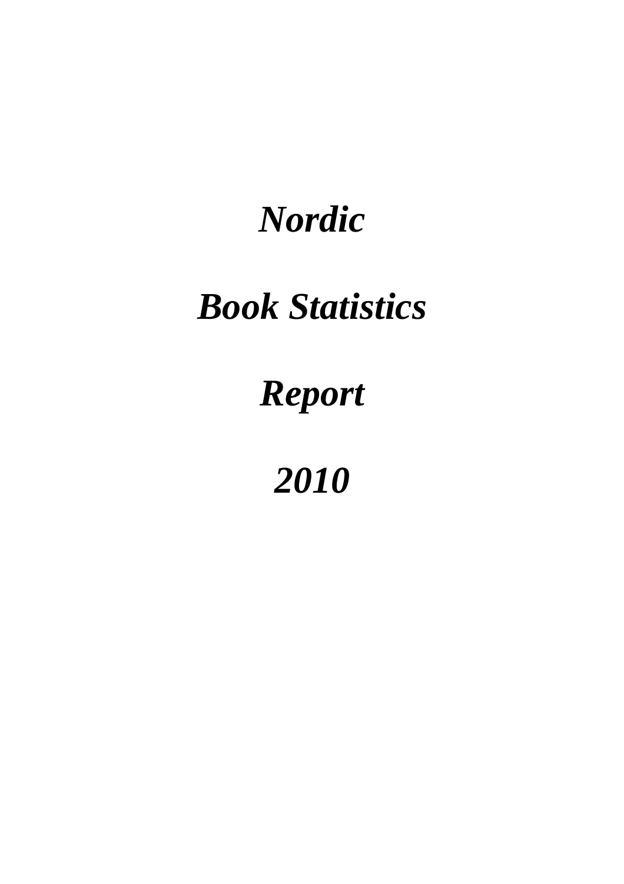# *Nordic*

# *Book Statistics*

# *Report*

# *2010*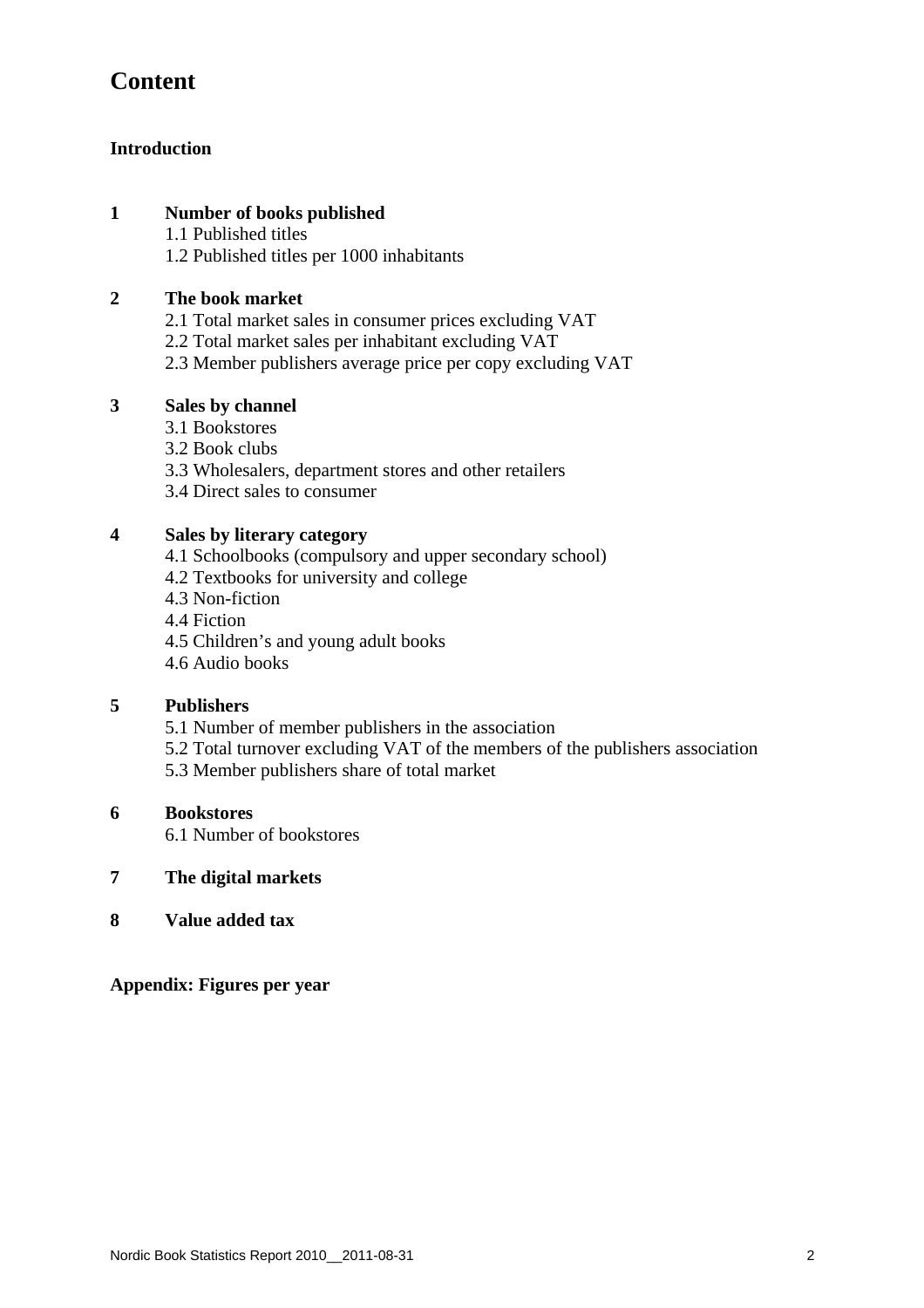# Content

**Introduction**

**1 Number of books published**

1.1 Published titles
1.2 Published titles per 1000 inhabitants

**2 The book market**

2.1 Total market sales in consumer prices excluding VAT
2.2 Total market sales per inhabitant excluding VAT
2.3 Member publishers average price per copy excluding VAT

**3 Sales by channel**

3.1 Bookstores
3.2 Book clubs
3.3 Wholesalers, department stores and other retailers
3.4 Direct sales to consumer

**4 Sales by literary category**

4.1 Schoolbooks (compulsory and upper secondary school)
4.2 Textbooks for university and college
4.3 Non-fiction
4.4 Fiction
4.5 Children's and young adult books
4.6 Audio books

**5 Publishers**

5.1 Number of member publishers in the association
5.2 Total turnover excluding VAT of the members of the publishers association
5.3 Member publishers share of total market

**6 Bookstores**

6.1 Number of bookstores

**7 The digital markets**

**8 Value added tax**

**Appendix: Figures per year**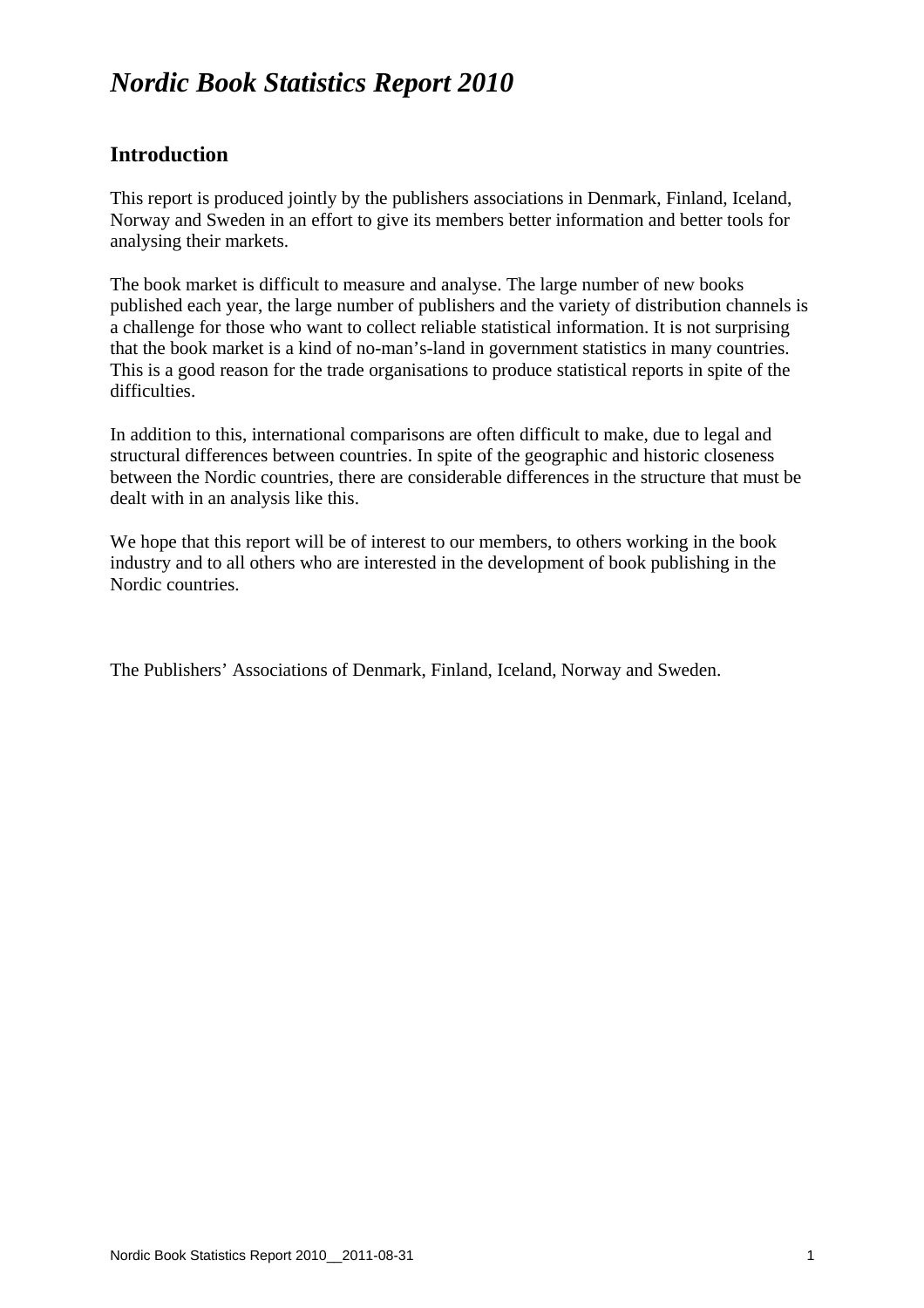# *Nordic Book Statistics Report 2010*

## Introduction

This report is produced jointly by the publishers associations in Denmark, Finland, Iceland, Norway and Sweden in an effort to give its members better information and better tools for analysing their markets.

The book market is difficult to measure and analyse. The large number of new books published each year, the large number of publishers and the variety of distribution channels is a challenge for those who want to collect reliable statistical information. It is not surprising that the book market is a kind of no-man's-land in government statistics in many countries. This is a good reason for the trade organisations to produce statistical reports in spite of the difficulties.

In addition to this, international comparisons are often difficult to make, due to legal and structural differences between countries. In spite of the geographic and historic closeness between the Nordic countries, there are considerable differences in the structure that must be dealt with in an analysis like this.

We hope that this report will be of interest to our members, to others working in the book industry and to all others who are interested in the development of book publishing in the Nordic countries.

The Publishers' Associations of Denmark, Finland, Iceland, Norway and Sweden.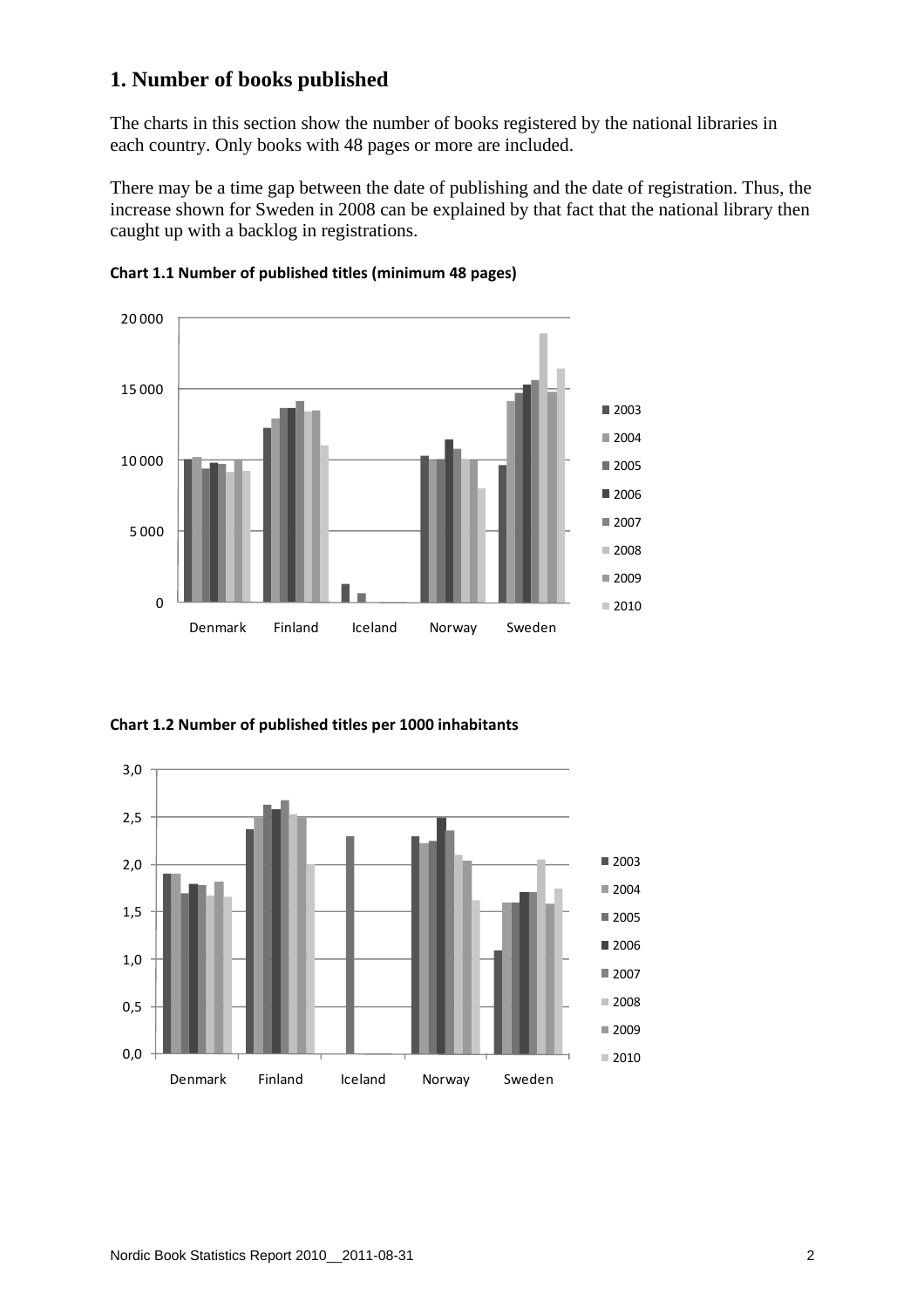## 1. Number of books published

The charts in this section show the number of books registered by the national libraries in each country. Only books with 48 pages or more are included.

There may be a time gap between the date of publishing and the date of registration. Thus, the increase shown for Sweden in 2008 can be explained by that fact that the national library then caught up with a backlog in registrations.

**Chart 1.1 Number of published titles (minimum 48 pages)**

**Chart 1.2 Number of published titles per 1000 inhabitants**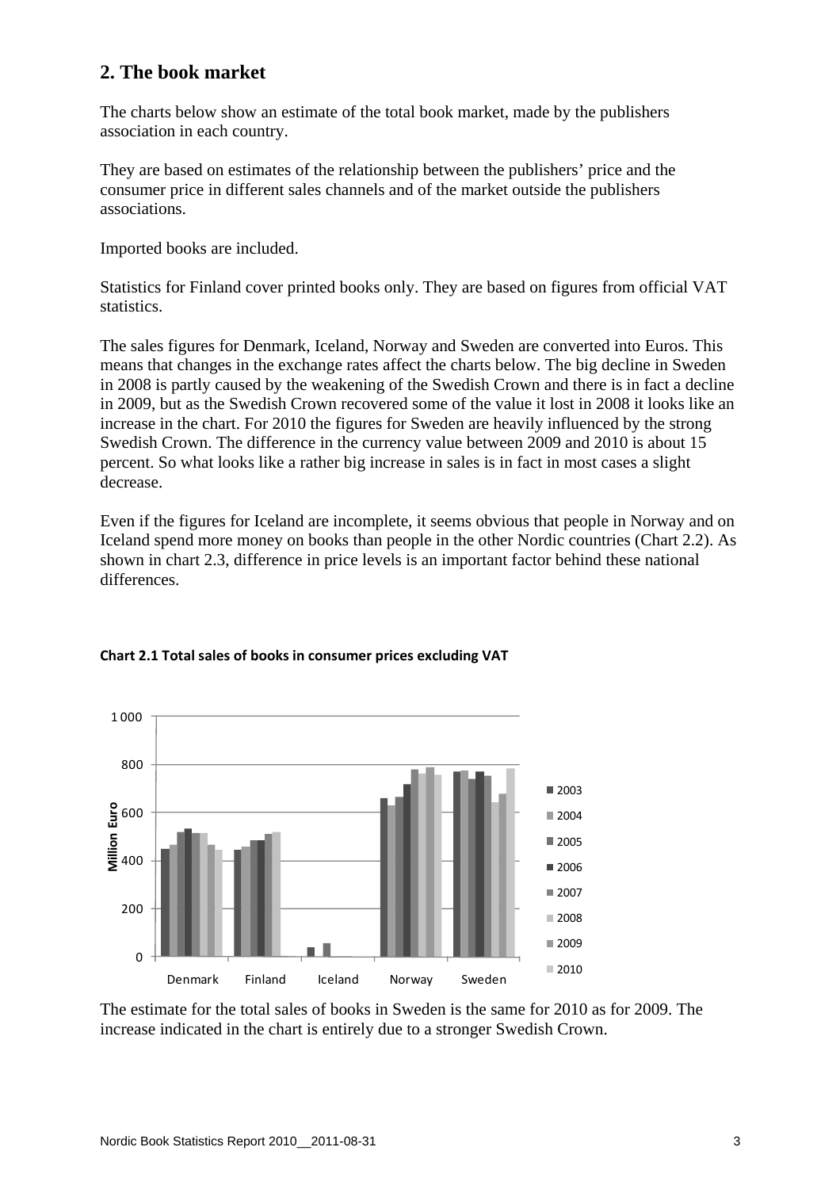## 2. The book market

The charts below show an estimate of the total book market, made by the publishers association in each country.

They are based on estimates of the relationship between the publishers' price and the consumer price in different sales channels and of the market outside the publishers associations.

Imported books are included.

Statistics for Finland cover printed books only. They are based on figures from official VAT statistics.

The sales figures for Denmark, Iceland, Norway and Sweden are converted into Euros. This means that changes in the exchange rates affect the charts below. The big decline in Sweden in 2008 is partly caused by the weakening of the Swedish Crown and there is in fact a decline in 2009, but as the Swedish Crown recovered some of the value it lost in 2008 it looks like an increase in the chart. For 2010 the figures for Sweden are heavily influenced by the strong Swedish Crown. The difference in the currency value between 2009 and 2010 is about 15 percent. So what looks like a rather big increase in sales is in fact in most cases a slight decrease.

Even if the figures for Iceland are incomplete, it seems obvious that people in Norway and on Iceland spend more money on books than people in the other Nordic countries (Chart 2.2). As shown in chart 2.3, difference in price levels is an important factor behind these national differences.

**Chart 2.1 Total sales of books in consumer prices excluding VAT**

The estimate for the total sales of books in Sweden is the same for 2010 as for 2009. The increase indicated in the chart is entirely due to a stronger Swedish Crown.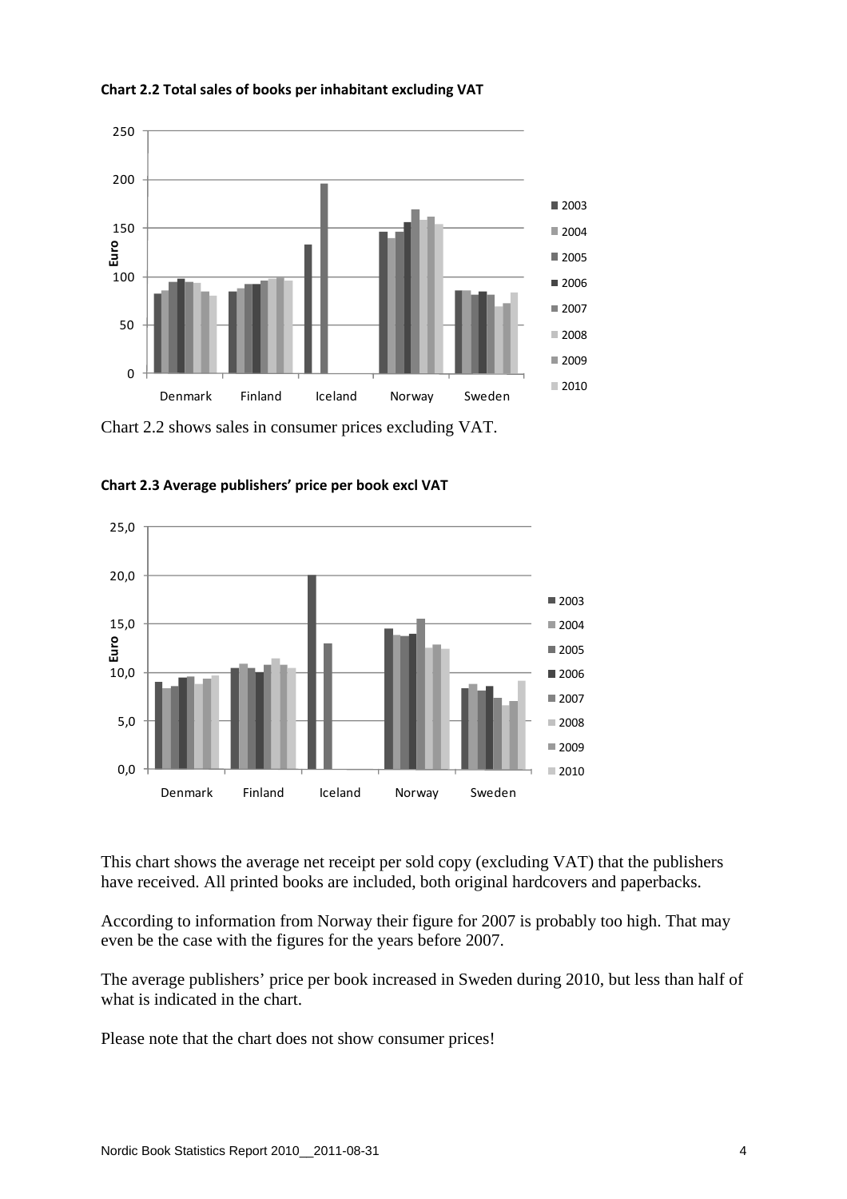**Chart 2.2 Total sales of books per inhabitant excluding VAT**

Chart 2.2 shows sales in consumer prices excluding VAT.

**Chart 2.3 Average publishers' price per book excl VAT**

This chart shows the average net receipt per sold copy (excluding VAT) that the publishers have received. All printed books are included, both original hardcovers and paperbacks.

According to information from Norway their figure for 2007 is probably too high. That may even be the case with the figures for the years before 2007.

The average publishers' price per book increased in Sweden during 2010, but less than half of what is indicated in the chart.

Please note that the chart does not show consumer prices!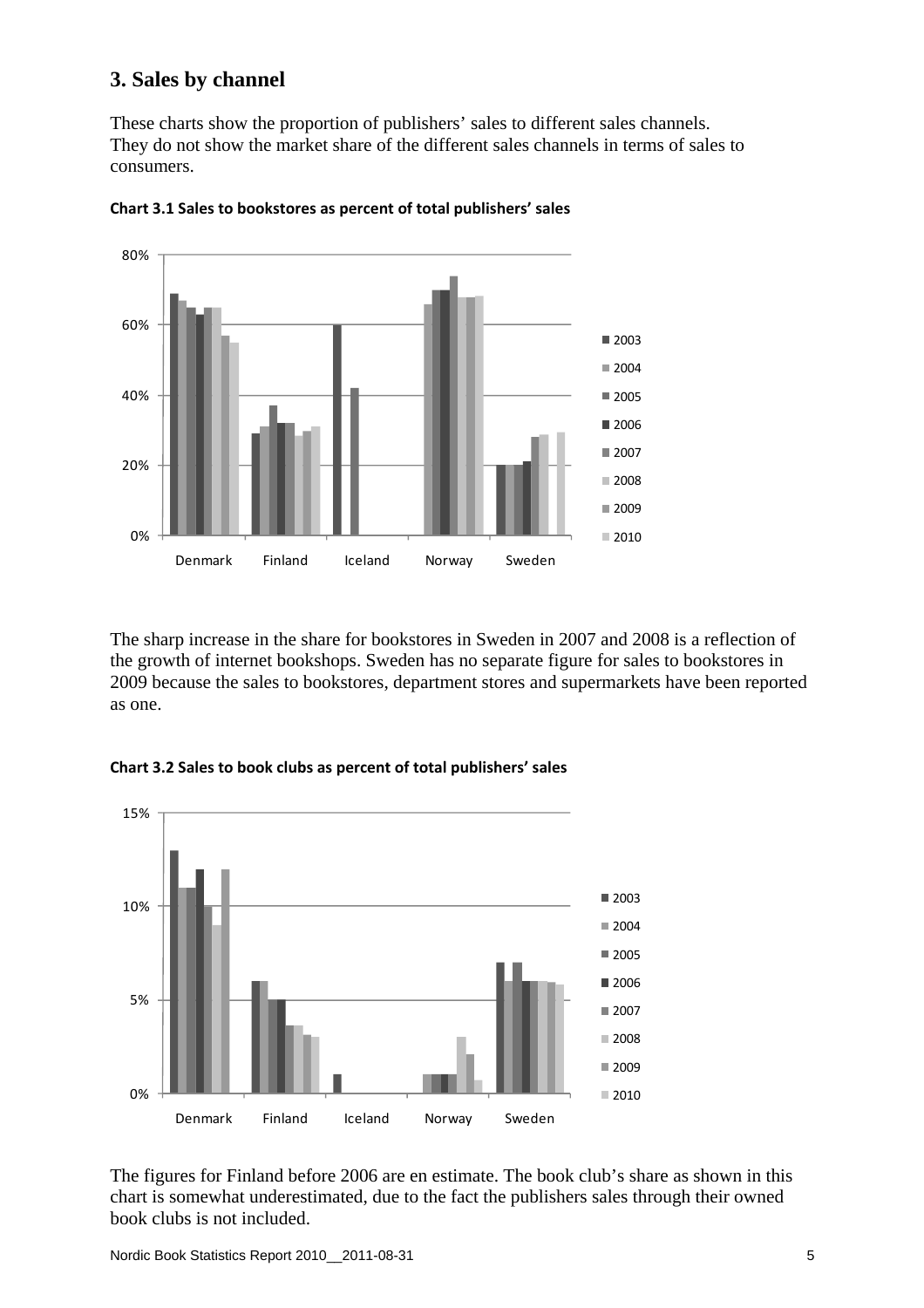## 3. Sales by channel

These charts show the proportion of publishers' sales to different sales channels. They do not show the market share of the different sales channels in terms of sales to consumers.

**Chart 3.1 Sales to bookstores as percent of total publishers' sales**

The sharp increase in the share for bookstores in Sweden in 2007 and 2008 is a reflection of the growth of internet bookshops. Sweden has no separate figure for sales to bookstores in 2009 because the sales to bookstores, department stores and supermarkets have been reported as one.

**Chart 3.2 Sales to book clubs as percent of total publishers' sales**

The figures for Finland before 2006 are en estimate. The book club's share as shown in this chart is somewhat underestimated, due to the fact the publishers sales through their owned book clubs is not included.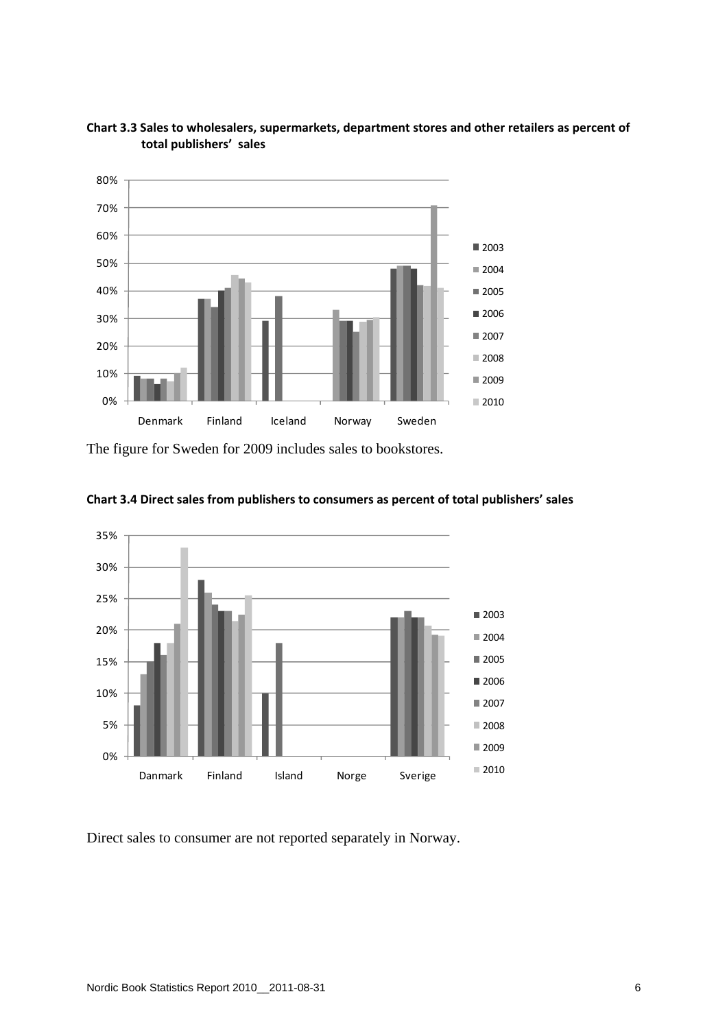**Chart 3.3 Sales to wholesalers, supermarkets, department stores and other retailers as percent of total publishers' sales**

The figure for Sweden for 2009 includes sales to bookstores.

**Chart 3.4 Direct sales from publishers to consumers as percent of total publishers' sales**

Direct sales to consumer are not reported separately in Norway.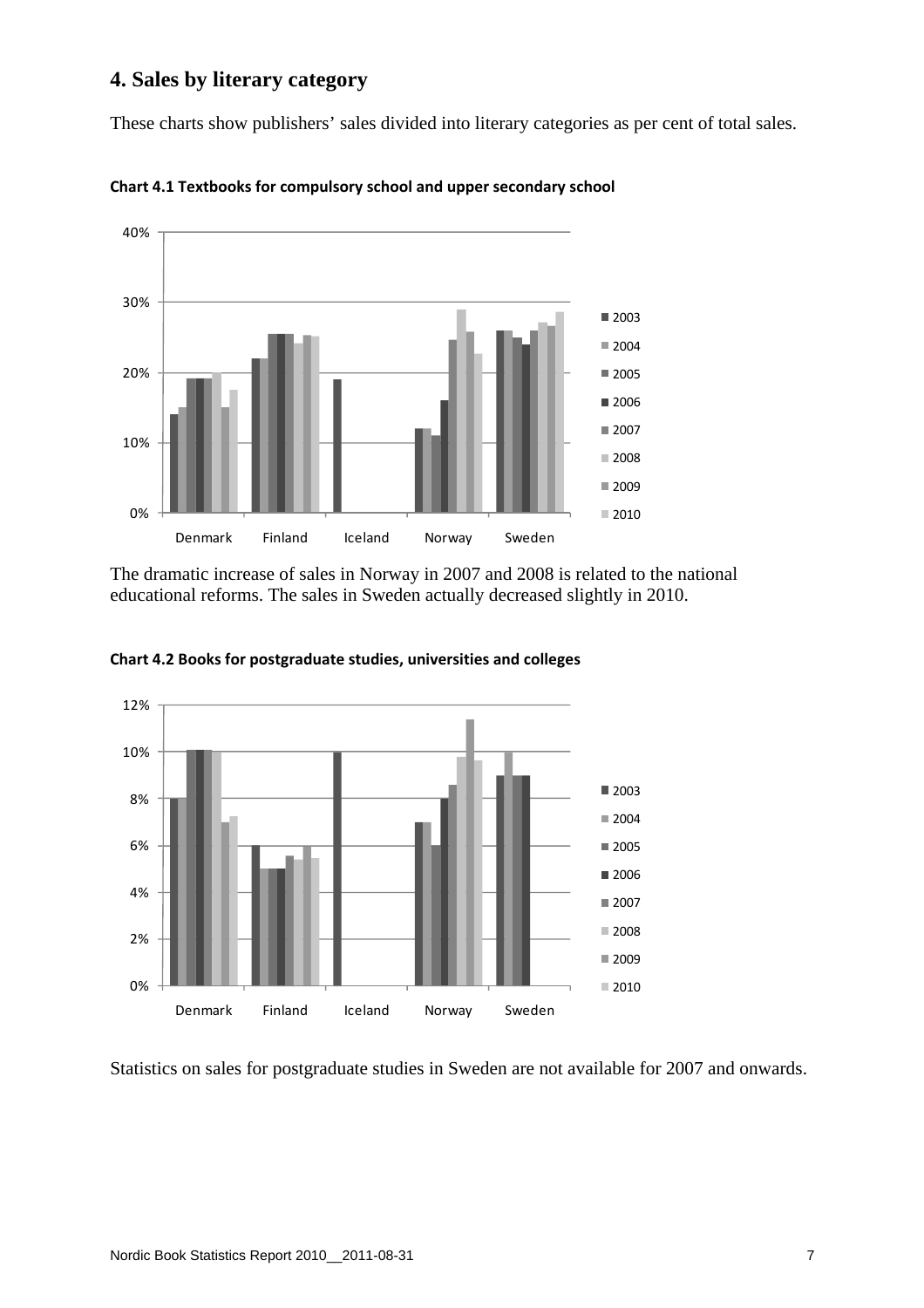## 4. Sales by literary category

These charts show publishers' sales divided into literary categories as per cent of total sales.

**Chart 4.1 Textbooks for compulsory school and upper secondary school**

The dramatic increase of sales in Norway in 2007 and 2008 is related to the national educational reforms. The sales in Sweden actually decreased slightly in 2010.

**Chart 4.2 Books for postgraduate studies, universities and colleges**

Statistics on sales for postgraduate studies in Sweden are not available for 2007 and onwards.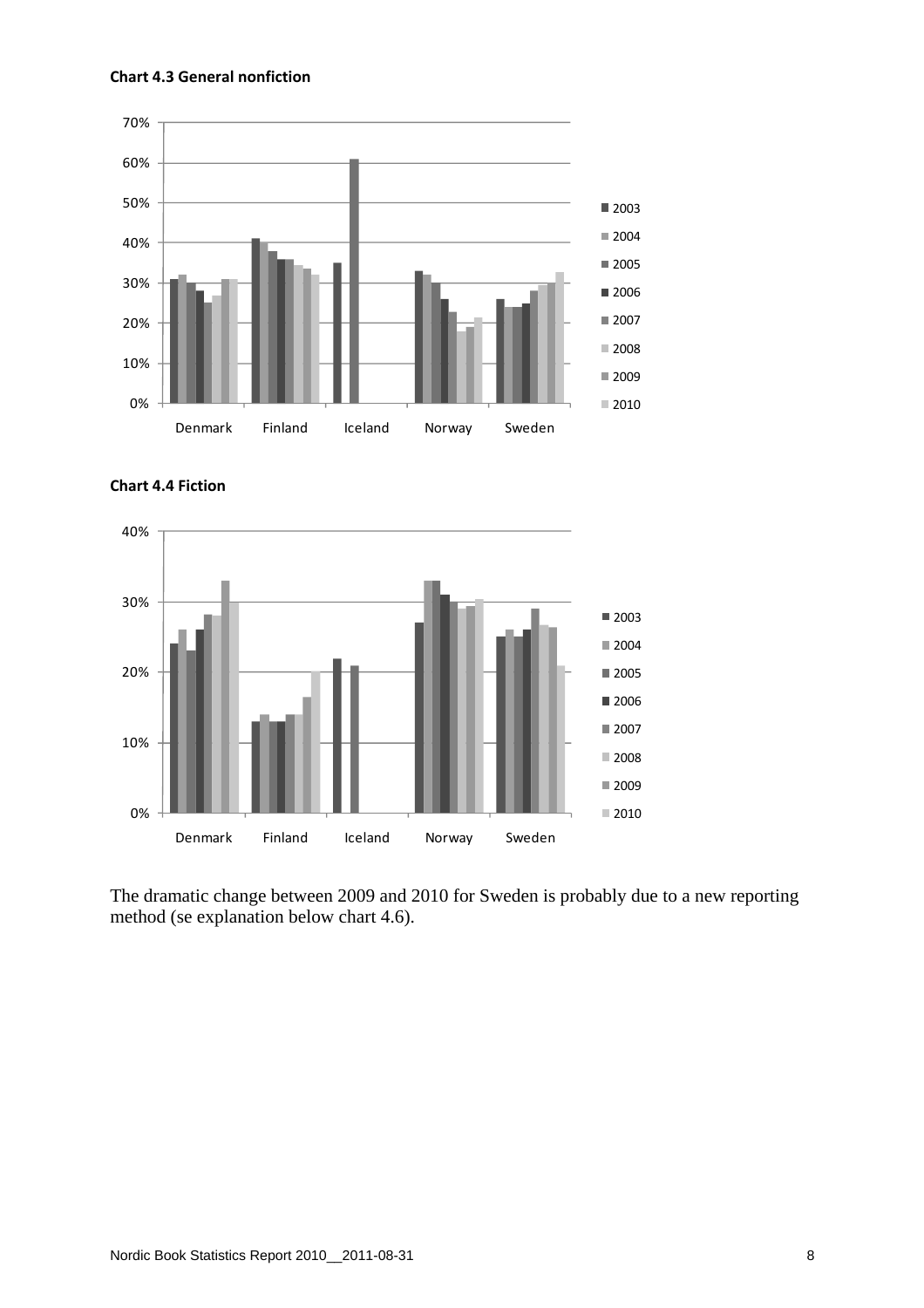**Chart 4.3 General nonfiction**

**Chart 4.4 Fiction**

The dramatic change between 2009 and 2010 for Sweden is probably due to a new reporting method (se explanation below chart 4.6).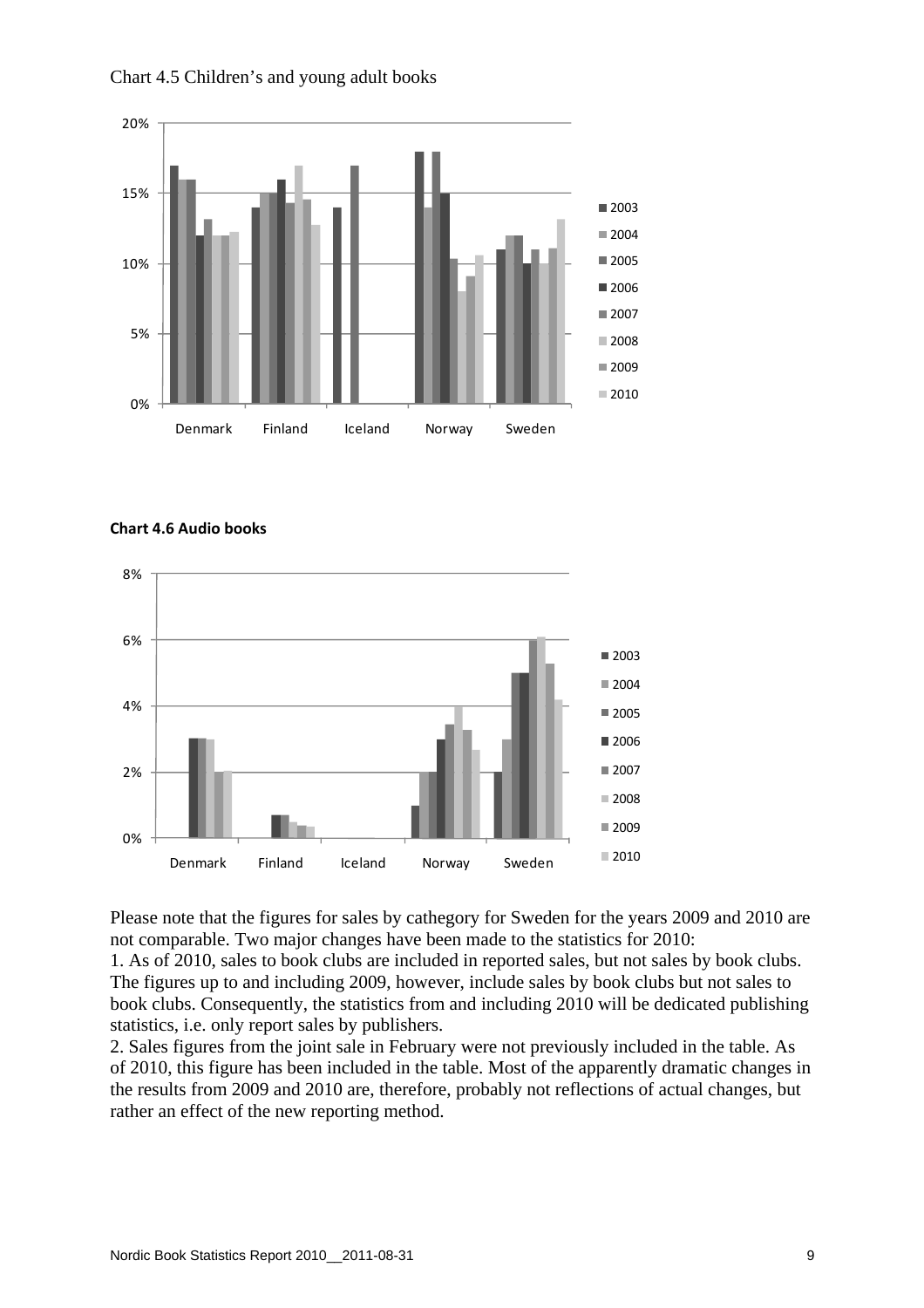Chart 4.5 Children's and young adult books

**Chart 4.6 Audio books**

Please note that the figures for sales by cathegory for Sweden for the years 2009 and 2010 are not comparable. Two major changes have been made to the statistics for 2010:

1. As of 2010, sales to book clubs are included in reported sales, but not sales by book clubs. The figures up to and including 2009, however, include sales by book clubs but not sales to book clubs. Consequently, the statistics from and including 2010 will be dedicated publishing statistics, i.e. only report sales by publishers.
2. Sales figures from the joint sale in February were not previously included in the table. As of 2010, this figure has been included in the table. Most of the apparently dramatic changes in the results from 2009 and 2010 are, therefore, probably not reflections of actual changes, but rather an effect of the new reporting method.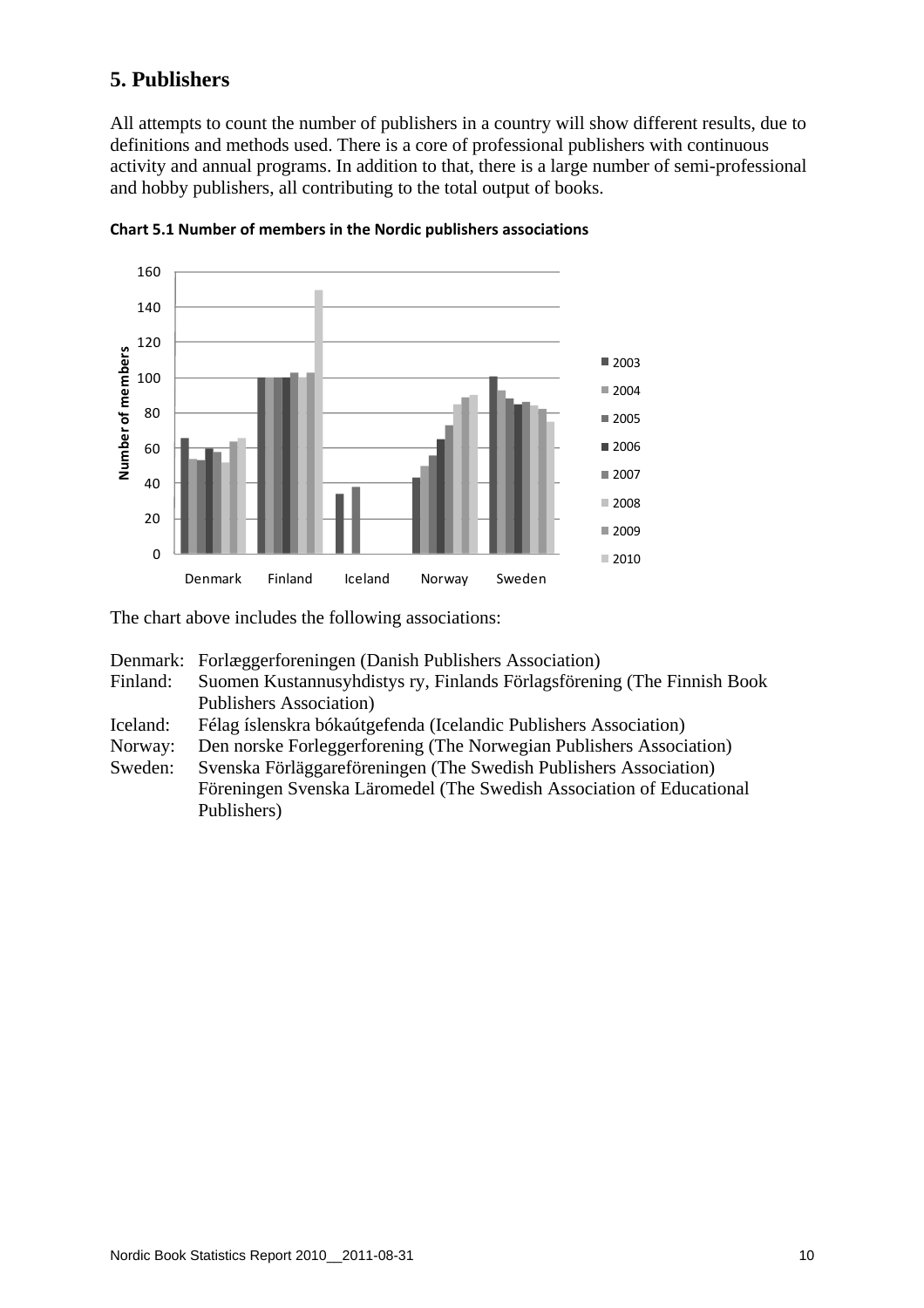# 5. Publishers

All attempts to count the number of publishers in a country will show different results, due to definitions and methods used. There is a core of professional publishers with continuous activity and annual programs. In addition to that, there is a large number of semi-professional and hobby publishers, all contributing to the total output of books.

**Chart 5.1 Number of members in the Nordic publishers associations**

The chart above includes the following associations:

Denmark: Forlæggerforeningen (Danish Publishers Association)
Finland: Suomen Kustannusyhdistys ry, Finlands Förlagsförening (The Finnish Book Publishers Association)
Iceland: Félag íslenskra bókaútgefenda (Icelandic Publishers Association)
Norway: Den norske Forleggerforening (The Norwegian Publishers Association)
Sweden: Svenska Förläggareföreningen (The Swedish Publishers Association)
Föreningen Svenska Läromedel (The Swedish Association of Educational Publishers)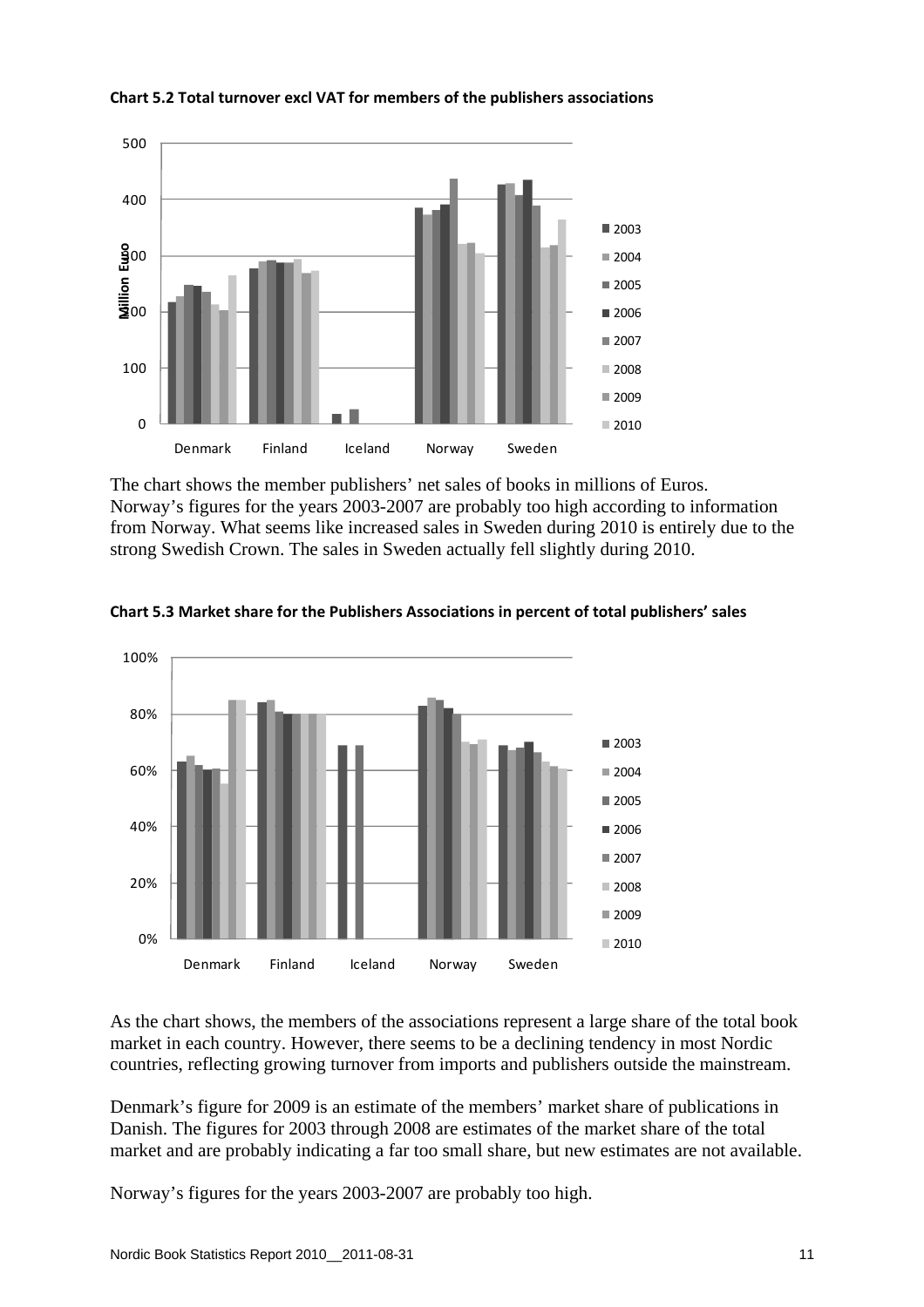**Chart 5.2 Total turnover excl VAT for members of the publishers associations**

The chart shows the member publishers' net sales of books in millions of Euros. Norway's figures for the years 2003-2007 are probably too high according to information from Norway. What seems like increased sales in Sweden during 2010 is entirely due to the strong Swedish Crown. The sales in Sweden actually fell slightly during 2010.

**Chart 5.3 Market share for the Publishers Associations in percent of total publishers' sales**

As the chart shows, the members of the associations represent a large share of the total book market in each country. However, there seems to be a declining tendency in most Nordic countries, reflecting growing turnover from imports and publishers outside the mainstream.

Denmark's figure for 2009 is an estimate of the members' market share of publications in Danish. The figures for 2003 through 2008 are estimates of the market share of the total market and are probably indicating a far too small share, but new estimates are not available.

Norway's figures for the years 2003-2007 are probably too high.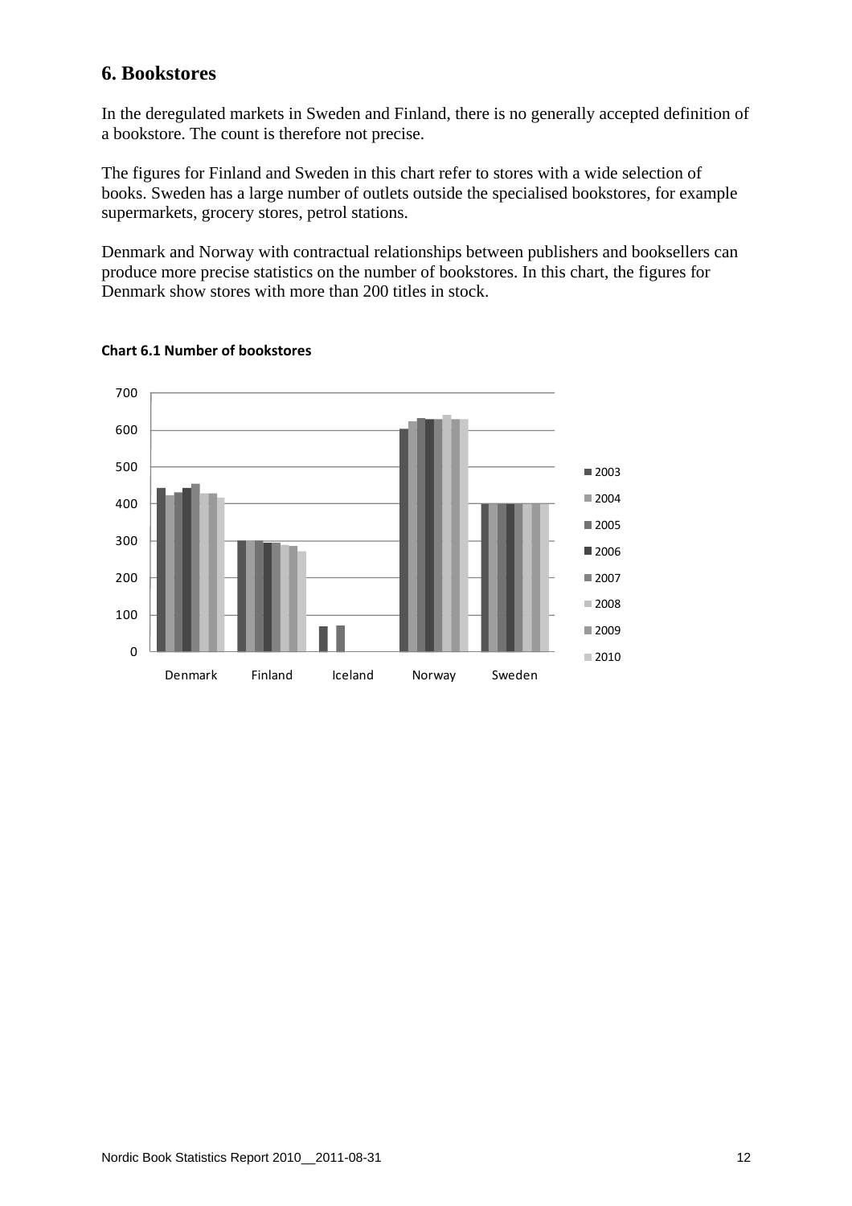## 6. Bookstores

In the deregulated markets in Sweden and Finland, there is no generally accepted definition of a bookstore. The count is therefore not precise.

The figures for Finland and Sweden in this chart refer to stores with a wide selection of books. Sweden has a large number of outlets outside the specialised bookstores, for example supermarkets, grocery stores, petrol stations.

Denmark and Norway with contractual relationships between publishers and booksellers can produce more precise statistics on the number of bookstores. In this chart, the figures for Denmark show stores with more than 200 titles in stock.

**Chart 6.1 Number of bookstores**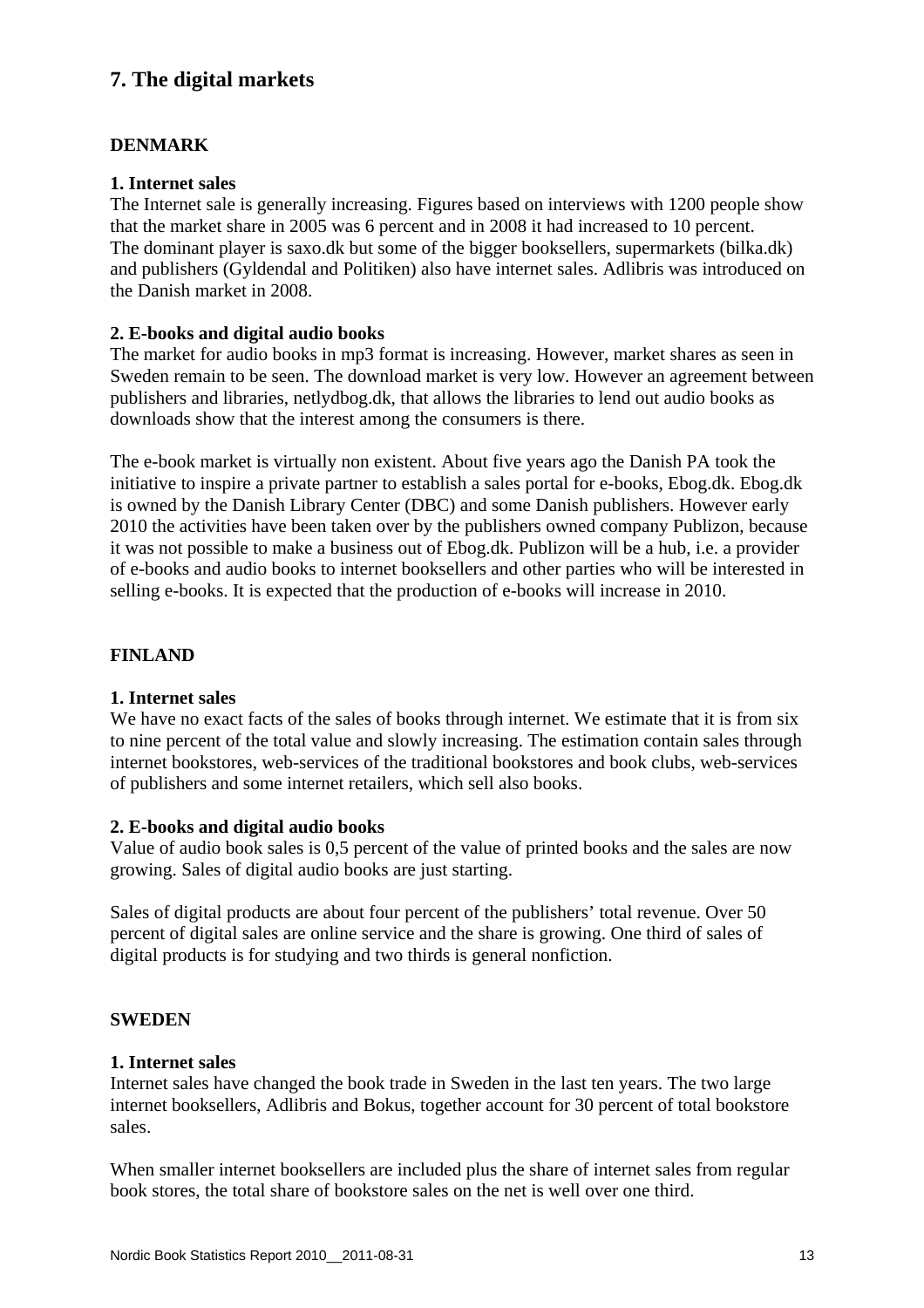## 7. The digital markets

### DENMARK

#### 1. Internet sales

The Internet sale is generally increasing. Figures based on interviews with 1200 people show that the market share in 2005 was 6 percent and in 2008 it had increased to 10 percent. The dominant player is saxo.dk but some of the bigger booksellers, supermarkets (bilka.dk) and publishers (Gyldendal and Politiken) also have internet sales. Adlibris was introduced on the Danish market in 2008.

#### 2. E-books and digital audio books

The market for audio books in mp3 format is increasing. However, market shares as seen in Sweden remain to be seen. The download market is very low. However an agreement between publishers and libraries, netlydbog.dk, that allows the libraries to lend out audio books as downloads show that the interest among the consumers is there.

The e-book market is virtually non existent. About five years ago the Danish PA took the initiative to inspire a private partner to establish a sales portal for e-books, Ebog.dk. Ebog.dk is owned by the Danish Library Center (DBC) and some Danish publishers. However early 2010 the activities have been taken over by the publishers owned company Publizon, because it was not possible to make a business out of Ebog.dk. Publizon will be a hub, i.e. a provider of e-books and audio books to internet booksellers and other parties who will be interested in selling e-books. It is expected that the production of e-books will increase in 2010.

### FINLAND

#### 1. Internet sales

We have no exact facts of the sales of books through internet. We estimate that it is from six to nine percent of the total value and slowly increasing. The estimation contain sales through internet bookstores, web-services of the traditional bookstores and book clubs, web-services of publishers and some internet retailers, which sell also books.

#### 2. E-books and digital audio books

Value of audio book sales is 0,5 percent of the value of printed books and the sales are now growing. Sales of digital audio books are just starting.

Sales of digital products are about four percent of the publishers' total revenue. Over 50 percent of digital sales are online service and the share is growing. One third of sales of digital products is for studying and two thirds is general nonfiction.

### SWEDEN

#### 1. Internet sales

Internet sales have changed the book trade in Sweden in the last ten years. The two large internet booksellers, Adlibris and Bokus, together account for 30 percent of total bookstore sales.

When smaller internet booksellers are included plus the share of internet sales from regular book stores, the total share of bookstore sales on the net is well over one third.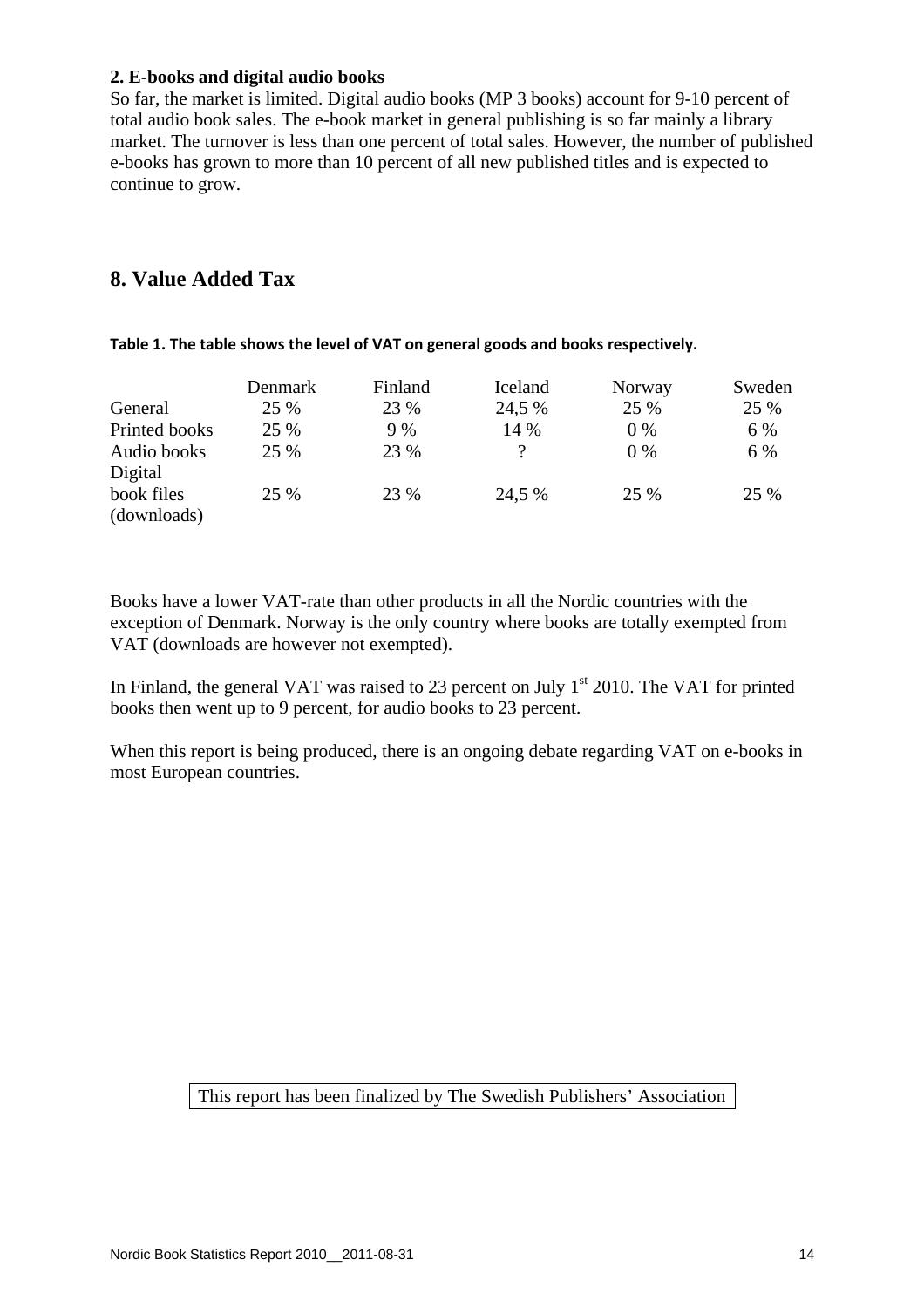**2. E-books and digital audio books**

So far, the market is limited. Digital audio books (MP 3 books) account for 9-10 percent of total audio book sales. The e-book market in general publishing is so far mainly a library market. The turnover is less than one percent of total sales. However, the number of published e-books has grown to more than 10 percent of all new published titles and is expected to continue to grow.

## 8. Value Added Tax

**Table 1. The table shows the level of VAT on general goods and books respectively.**

| | Denmark | Finland | Iceland | Norway | Sweden |
|---|---|---|---|---|---|
| General | 25 % | 23 % | 24,5 % | 25 % | 25 % |
| Printed books | 25 % | 9 % | 14 % | 0 % | 6 % |
| Audio books | 25 % | 23 % | ? | 0 % | 6 % |
| Digital book files (downloads) | 25 % | 23 % | 24,5 % | 25 % | 25 % |

Books have a lower VAT-rate than other products in all the Nordic countries with the exception of Denmark. Norway is the only country where books are totally exempted from VAT (downloads are however not exempted).

In Finland, the general VAT was raised to 23 percent on July 1st 2010. The VAT for printed books then went up to 9 percent, for audio books to 23 percent.

When this report is being produced, there is an ongoing debate regarding VAT on e-books in most European countries.

This report has been finalized by The Swedish Publishers' Association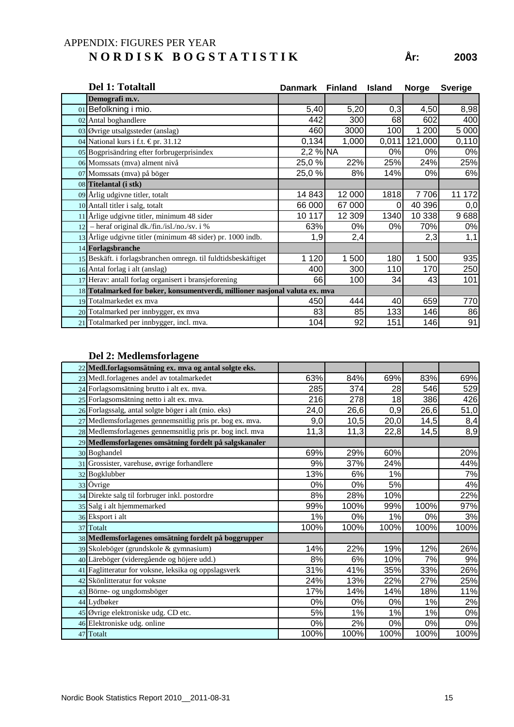APPENDIX: FIGURES PER YEAR

# NORDISK BOGSTATISTIK

**År: 2003**

## Del 1: Totaltall

| | | Danmark | Finland | Island | Norge | Sverige |
|---|---|---|---|---|---|---|
| | **Demografi m.v.** | | | | | |
| 01 | Befolkning i mio. | 5,40 | 5,20 | 0,3 | 4,50 | 8,98 |
| 02 | Antal boghandlere | 442 | 300 | 68 | 602 | 400 |
| 03 | Øvrige utsalgssteder (anslag) | 460 | 3000 | 100 | 1 200 | 5 000 |
| 04 | National kurs i f.t. € pr. 31.12 | 0,134 | 1,000 | 0,011 | 121,000 | 0,110 |
| 05 | Bogprisändring efter forbrugerprisindex | 2,2 % | NA | 0% | 0% | 0% |
| 06 | Momssats (mva) alment nivå | 25,0 % | 22% | 25% | 24% | 25% |
| 07 | Momssats (mva) på böger | 25,0 % | 8% | 14% | 0% | 6% |
| 08 | **Titelantal (i stk)** | | | | | |
| 09 | Årlig udgivne titler, totalt | 14 843 | 12 000 | 1818 | 7 706 | 11 172 |
| 10 | Antall titler i salg, totalt | 66 000 | 67 000 | 0 | 40 396 | 0,0 |
| 11 | Årlige udgivne titler, minimum 48 sider | 10 117 | 12 309 | 1340 | 10 338 | 9 688 |
| 12 | – heraf original dk./fin./isl./no./sv. i % | 63% | 0% | 0% | 70% | 0% |
| 13 | Årlige udgivne titler (minimum 48 sider) pr. 1000 indb. | 1,9 | 2,4 | | 2,3 | 1,1 |
| 14 | **Forlagsbranche** | | | | | |
| 15 | Beskäft. i forlagsbranchen omregn. til fuldtidsbeskäftiget | 1 120 | 1 500 | 180 | 1 500 | 935 |
| 16 | Antal forlag i alt (anslag) | 400 | 300 | 110 | 170 | 250 |
| 17 | Herav: antall forlag organisert i bransjeforening | 66 | 100 | 34 | 43 | 101 |
| 18 | **Totalmarked for bøker, konsumentverdi, millioner nasjonal valuta ex. mva** | | | | | |
| 19 | Totalmarkedet ex mva | 450 | 444 | 40 | 659 | 770 |
| 20 | Totalmarked per innbygger, ex mva | 83 | 85 | 133 | 146 | 86 |
| 21 | Totalmarked per innbygger, incl. mva. | 104 | 92 | 151 | 146 | 91 |

## Del 2: Medlemsforlagene

| | | Danmark | Finland | Island | Norge | Sverige |
|---|---|---|---|---|---|---|
| 22 | **Medl.forlagsomsätning ex. mva og antal solgte eks.** | | | | | |
| 23 | Medl.forlagenes andel av totalmarkedet | 63% | 84% | 69% | 83% | 69% |
| 24 | Forlagsomsätning brutto i alt ex. mva. | 285 | 374 | 28 | 546 | 529 |
| 25 | Forlagsomsätning netto i alt ex. mva. | 216 | 278 | 18 | 386 | 426 |
| 26 | Forlagssalg, antal solgte böger i alt (mio. eks) | 24,0 | 26,6 | 0,9 | 26,6 | 51,0 |
| 27 | Medlemsforlagenes gennemsnitlig pris pr. bog ex. mva. | 9,0 | 10,5 | 20,0 | 14,5 | 8,4 |
| 28 | Medlemsforlagenes gennemsnitlig pris pr. bog incl. mva | 11,3 | 11,3 | 22,8 | 14,5 | 8,9 |
| 29 | **Medlemsforlagenes omsätning fordelt på salgskanaler** | | | | | |
| 30 | Boghandel | 69% | 29% | 60% | | 20% |
| 31 | Grossister, varehuse, øvrige forhandlere | 9% | 37% | 24% | | 44% |
| 32 | Bogklubber | 13% | 6% | 1% | | 7% |
| 33 | Övrige | 0% | 0% | 5% | | 4% |
| 34 | Direkte salg til forbruger inkl. postordre | 8% | 28% | 10% | | 22% |
| 35 | Salg i alt hjemmemarked | 99% | 100% | 99% | 100% | 97% |
| 36 | Eksport i alt | 1% | 0% | 1% | 0% | 3% |
| 37 | Totalt | 100% | 100% | 100% | 100% | 100% |
| 38 | **Medlemsforlagenes omsätning fordelt på boggrupper** | | | | | |
| 39 | Skoleböger (grundskole & gymnasium) | 14% | 22% | 19% | 12% | 26% |
| 40 | Läreböger (videregående og höjere udd.) | 8% | 6% | 10% | 7% | 9% |
| 41 | Faglitteratur for voksne, leksika og oppslagsverk | 31% | 41% | 35% | 33% | 26% |
| 42 | Skönlitteratur for voksne | 24% | 13% | 22% | 27% | 25% |
| 43 | Börne- og ungdomsböger | 17% | 14% | 14% | 18% | 11% |
| 44 | Lydbøker | 0% | 0% | 0% | 1% | 2% |
| 45 | Øvrige elektroniske udg. CD etc. | 5% | 1% | 1% | 1% | 0% |
| 46 | Elektroniske udg. online | 0% | 2% | 0% | 0% | 0% |
| 47 | Totalt | 100% | 100% | 100% | 100% | 100% |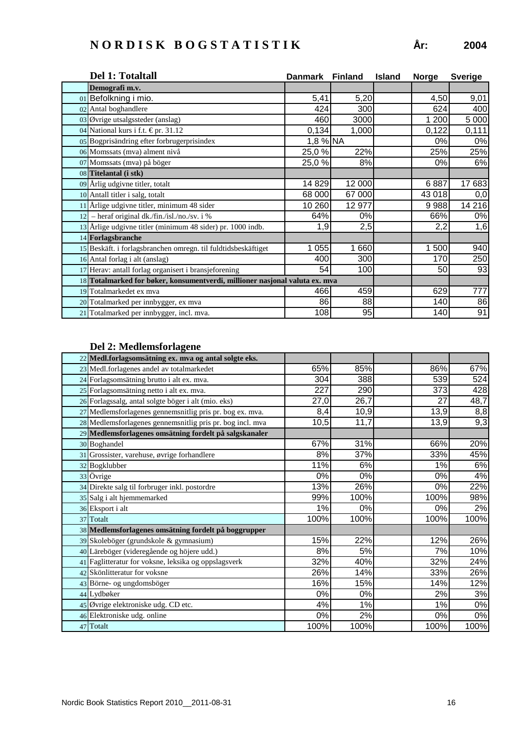# N O R D I S K   B O G S T A T I S T I K

**År: 2004**

## Del 1: Totaltall

| | | Danmark | Finland | Island | Norge | Sverige |
|---|---|---|---|---|---|---|
| | **Demografi m.v.** | | | | | |
| 01 | Befolkning i mio. | 5,41 | 5,20 | | 4,50 | 9,01 |
| 02 | Antal boghandlere | 424 | 300 | | 624 | 400 |
| 03 | Øvrige utsalgssteder (anslag) | 460 | 3000 | | 1 200 | 5 000 |
| 04 | National kurs i f.t. € pr. 31.12 | 0,134 | 1,000 | | 0,122 | 0,111 |
| 05 | Bogprisändring efter forbrugerprisindex | 1,8 % | NA | | 0% | 0% |
| 06 | Momssats (mva) alment nivå | 25,0 % | 22% | | 25% | 25% |
| 07 | Momssats (mva) på böger | 25,0 % | 8% | | 0% | 6% |
| 08 | **Titelantal (i stk)** | | | | | |
| 09 | Årlig udgivne titler, totalt | 14 829 | 12 000 | | 6 887 | 17 683 |
| 10 | Antall titler i salg, totalt | 68 000 | 67 000 | | 43 018 | 0,0 |
| 11 | Årlige udgivne titler, minimum 48 sider | 10 260 | 12 977 | | 9 988 | 14 216 |
| 12 | – heraf original dk./fin./isl./no./sv. i % | 64% | 0% | | 66% | 0% |
| 13 | Årlige udgivne titler (minimum 48 sider) pr. 1000 indb. | 1,9 | 2,5 | | 2,2 | 1,6 |
| 14 | **Forlagsbranche** | | | | | |
| 15 | Beskäft. i forlagsbranchen omregn. til fuldtidsbeskäftiget | 1 055 | 1 660 | | 1 500 | 940 |
| 16 | Antal forlag i alt (anslag) | 400 | 300 | | 170 | 250 |
| 17 | Herav: antall forlag organisert i bransjeforening | 54 | 100 | | 50 | 93 |
| 18 | **Totalmarked for bøker, konsumentverdi, millioner nasjonal valuta ex. mva** | | | | | |
| 19 | Totalmarkedet ex mva | 466 | 459 | | 629 | 777 |
| 20 | Totalmarked per innbygger, ex mva | 86 | 88 | | 140 | 86 |
| 21 | Totalmarked per innbygger, incl. mva. | 108 | 95 | | 140 | 91 |

## Del 2: Medlemsforlagene

| | | Danmark | Finland | Island | Norge | Sverige |
|---|---|---|---|---|---|---|
| 22 | **Medl.forlagsomsätning ex. mva og antal solgte eks.** | | | | | |
| 23 | Medl.forlagenes andel av totalmarkedet | 65% | 85% | | 86% | 67% |
| 24 | Forlagsomsätning brutto i alt ex. mva. | 304 | 388 | | 539 | 524 |
| 25 | Forlagsomsätning netto i alt ex. mva. | 227 | 290 | | 373 | 428 |
| 26 | Forlagssalg, antal solgte böger i alt (mio. eks) | 27,0 | 26,7 | | 27 | 48,7 |
| 27 | Medlemsforlagenes gennemsnitlig pris pr. bog ex. mva. | 8,4 | 10,9 | | 13,9 | 8,8 |
| 28 | Medlemsforlagenes gennemsnitlig pris pr. bog incl. mva | 10,5 | 11,7 | | 13,9 | 9,3 |
| 29 | **Medlemsforlagenes omsätning fordelt på salgskanaler** | | | | | |
| 30 | Boghandel | 67% | 31% | | 66% | 20% |
| 31 | Grossister, varehuse, øvrige forhandlere | 8% | 37% | | 33% | 45% |
| 32 | Bogklubber | 11% | 6% | | 1% | 6% |
| 33 | Övrige | 0% | 0% | | 0% | 4% |
| 34 | Direkte salg til forbruger inkl. postordre | 13% | 26% | | 0% | 22% |
| 35 | Salg i alt hjemmemarked | 99% | 100% | | 100% | 98% |
| 36 | Eksport i alt | 1% | 0% | | 0% | 2% |
| 37 | Totalt | 100% | 100% | | 100% | 100% |
| 38 | **Medlemsforlagenes omsätning fordelt på boggrupper** | | | | | |
| 39 | Skoleböger (grundskole & gymnasium) | 15% | 22% | | 12% | 26% |
| 40 | Läreböger (videregående og höjere udd.) | 8% | 5% | | 7% | 10% |
| 41 | Faglitteratur for voksne, leksika og oppslagsverk | 32% | 40% | | 32% | 24% |
| 42 | Skönlitteratur for voksne | 26% | 14% | | 33% | 26% |
| 43 | Börne- og ungdomsböger | 16% | 15% | | 14% | 12% |
| 44 | Lydbøker | 0% | 0% | | 2% | 3% |
| 45 | Øvrige elektroniske udg. CD etc. | 4% | 1% | | 1% | 0% |
| 46 | Elektroniske udg. online | 0% | 2% | | 0% | 0% |
| 47 | Totalt | 100% | 100% | | 100% | 100% |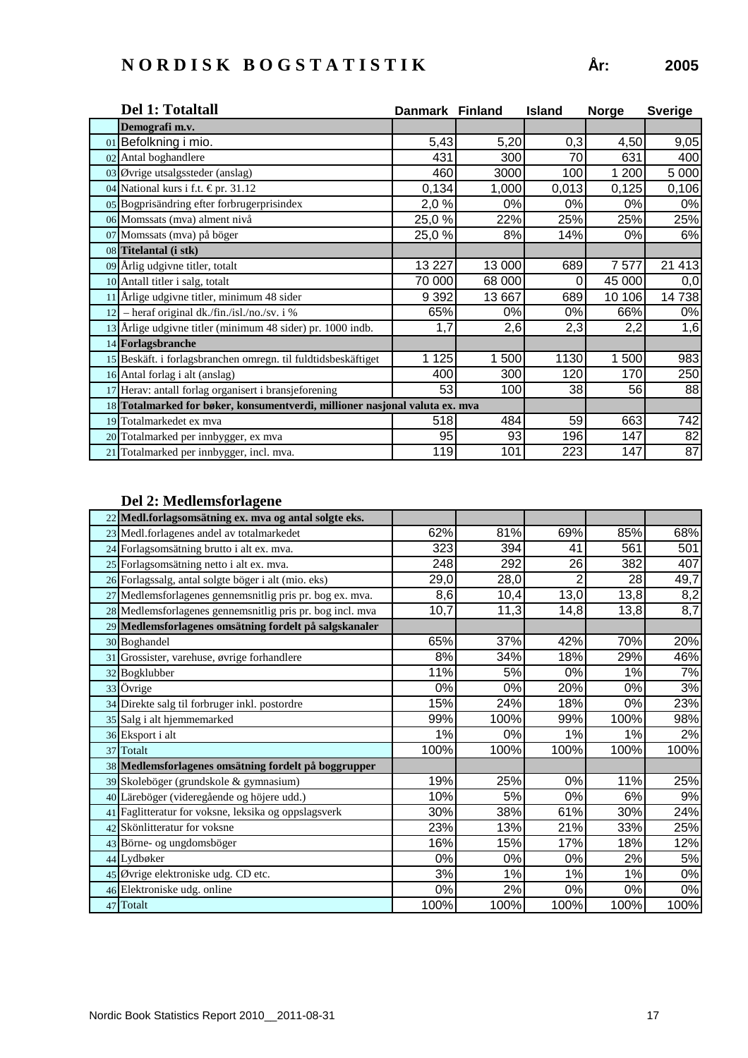# NORDISK BOGSTATISTIK

**År: 2005**

## Del 1: Totaltall

| | | Danmark | Finland | Island | Norge | Sverige |
|---|---|---|---|---|---|---|
| | **Demografi m.v.** | | | | | |
| 01 | Befolkning i mio. | 5,43 | 5,20 | 0,3 | 4,50 | 9,05 |
| 02 | Antal boghandlere | 431 | 300 | 70 | 631 | 400 |
| 03 | Øvrige utsalgssteder (anslag) | 460 | 3000 | 100 | 1 200 | 5 000 |
| 04 | National kurs i f.t. € pr. 31.12 | 0,134 | 1,000 | 0,013 | 0,125 | 0,106 |
| 05 | Bogprisändring efter forbrugerprisindex | 2,0 % | 0% | 0% | 0% | 0% |
| 06 | Momssats (mva) alment nivå | 25,0 % | 22% | 25% | 25% | 25% |
| 07 | Momssats (mva) på böger | 25,0 % | 8% | 14% | 0% | 6% |
| 08 | **Titelantal (i stk)** | | | | | |
| 09 | Årlig udgivne titler, totalt | 13 227 | 13 000 | 689 | 7 577 | 21 413 |
| 10 | Antall titler i salg, totalt | 70 000 | 68 000 | 0 | 45 000 | 0,0 |
| 11 | Årlige udgivne titler, minimum 48 sider | 9 392 | 13 667 | 689 | 10 106 | 14 738 |
| 12 | – heraf original dk./fin./isl./no./sv. i % | 65% | 0% | 0% | 66% | 0% |
| 13 | Årlige udgivne titler (minimum 48 sider) pr. 1000 indb. | 1,7 | 2,6 | 2,3 | 2,2 | 1,6 |
| 14 | **Forlagsbranche** | | | | | |
| 15 | Beskäft. i forlagsbranchen omregn. til fuldtidsbeskäftiget | 1 125 | 1 500 | 1130 | 1 500 | 983 |
| 16 | Antal forlag i alt (anslag) | 400 | 300 | 120 | 170 | 250 |
| 17 | Herav: antall forlag organisert i bransjeforening | 53 | 100 | 38 | 56 | 88 |
| 18 | **Totalmarked for bøker, konsumentverdi, millioner nasjonal valuta ex. mva** | | | | | |
| 19 | Totalmarkedet ex mva | 518 | 484 | 59 | 663 | 742 |
| 20 | Totalmarked per innbygger, ex mva | 95 | 93 | 196 | 147 | 82 |
| 21 | Totalmarked per innbygger, incl. mva. | 119 | 101 | 223 | 147 | 87 |

## Del 2: Medlemsforlagene

| | | Danmark | Finland | Island | Norge | Sverige |
|---|---|---|---|---|---|---|
| 22 | **Medl.forlagsomsätning ex. mva og antal solgte eks.** | | | | | |
| 23 | Medl.forlagenes andel av totalmarkedet | 62% | 81% | 69% | 85% | 68% |
| 24 | Forlagsomsätning brutto i alt ex. mva. | 323 | 394 | 41 | 561 | 501 |
| 25 | Forlagsomsätning netto i alt ex. mva. | 248 | 292 | 26 | 382 | 407 |
| 26 | Forlagssalg, antal solgte böger i alt (mio. eks) | 29,0 | 28,0 | 2 | 28 | 49,7 |
| 27 | Medlemsforlagenes gennemsnitlig pris pr. bog ex. mva. | 8,6 | 10,4 | 13,0 | 13,8 | 8,2 |
| 28 | Medlemsforlagenes gennemsnitlig pris pr. bog incl. mva | 10,7 | 11,3 | 14,8 | 13,8 | 8,7 |
| 29 | **Medlemsforlagenes omsätning fordelt på salgskanaler** | | | | | |
| 30 | Boghandel | 65% | 37% | 42% | 70% | 20% |
| 31 | Grossister, varehuse, øvrige forhandlere | 8% | 34% | 18% | 29% | 46% |
| 32 | Bogklubber | 11% | 5% | 0% | 1% | 7% |
| 33 | Övrige | 0% | 0% | 20% | 0% | 3% |
| 34 | Direkte salg til forbruger inkl. postordre | 15% | 24% | 18% | 0% | 23% |
| 35 | Salg i alt hjemmemarked | 99% | 100% | 99% | 100% | 98% |
| 36 | Eksport i alt | 1% | 0% | 1% | 1% | 2% |
| 37 | Totalt | 100% | 100% | 100% | 100% | 100% |
| 38 | **Medlemsforlagenes omsätning fordelt på boggrupper** | | | | | |
| 39 | Skoleböger (grundskole & gymnasium) | 19% | 25% | 0% | 11% | 25% |
| 40 | Läreböger (videregående og höjere udd.) | 10% | 5% | 0% | 6% | 9% |
| 41 | Faglitteratur for voksne, leksika og oppslagsverk | 30% | 38% | 61% | 30% | 24% |
| 42 | Skönlitteratur for voksne | 23% | 13% | 21% | 33% | 25% |
| 43 | Börne- og ungdomsböger | 16% | 15% | 17% | 18% | 12% |
| 44 | Lydbøker | 0% | 0% | 0% | 2% | 5% |
| 45 | Øvrige elektroniske udg. CD etc. | 3% | 1% | 1% | 1% | 0% |
| 46 | Elektroniske udg. online | 0% | 2% | 0% | 0% | 0% |
| 47 | Totalt | 100% | 100% | 100% | 100% | 100% |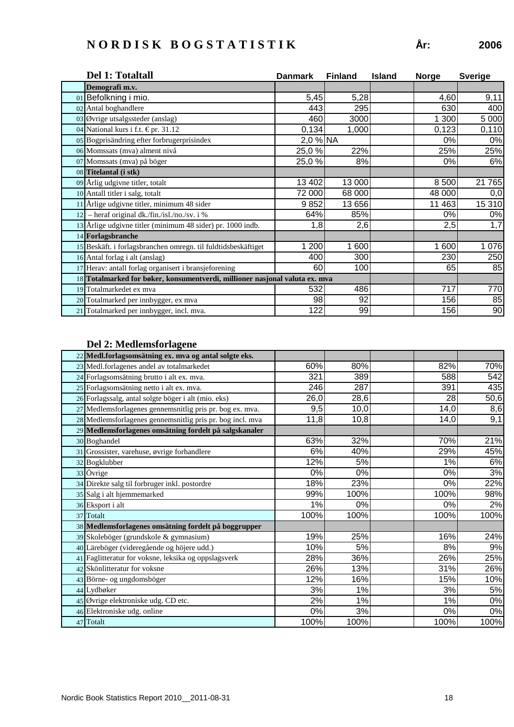# NORDISK BOGSTATISTIK

**År: 2006**

| | Del 1: Totaltall | Danmark | Finland | Island | Norge | Sverige |
|---|---|---|---|---|---|---|
| | **Demografi m.v.** | | | | | |
| 01 | Befolkning i mio. | 5,45 | 5,28 | | 4,60 | 9,11 |
| 02 | Antal boghandlere | 443 | 295 | | 630 | 400 |
| 03 | Øvrige utsalgssteder (anslag) | 460 | 3000 | | 1 300 | 5 000 |
| 04 | National kurs i f.t. € pr. 31.12 | 0,134 | 1,000 | | 0,123 | 0,110 |
| 05 | Bogprisändring efter forbrugerprisindex | 2,0 % | NA | | 0% | 0% |
| 06 | Momssats (mva) alment nivå | 25,0 % | 22% | | 25% | 25% |
| 07 | Momssats (mva) på böger | 25,0 % | 8% | | 0% | 6% |
| 08 | **Titelantal (i stk)** | | | | | |
| 09 | Årlig udgivne titler, totalt | 13 402 | 13 000 | | 8 500 | 21 765 |
| 10 | Antall titler i salg, totalt | 72 000 | 68 000 | | 48 000 | 0,0 |
| 11 | Årlige udgivne titler, minimum 48 sider | 9 852 | 13 656 | | 11 463 | 15 310 |
| 12 | – heraf original dk./fin./isl./no./sv. i % | 64% | 85% | | 0% | 0% |
| 13 | Årlige udgivne titler (minimum 48 sider) pr. 1000 indb. | 1,8 | 2,6 | | 2,5 | 1,7 |
| 14 | **Forlagsbranche** | | | | | |
| 15 | Beskäft. i forlagsbranchen omregn. til fuldtidsbeskäftiget | 1 200 | 1 600 | | 1 600 | 1 076 |
| 16 | Antal forlag i alt (anslag) | 400 | 300 | | 230 | 250 |
| 17 | Herav: antall forlag organisert i bransjeforening | 60 | 100 | | 65 | 85 |
| 18 | **Totalmarked for bøker, konsumentverdi, millioner nasjonal valuta ex. mva** | | | | | |
| 19 | Totalmarkedet ex mva | 532 | 486 | | 717 | 770 |
| 20 | Totalmarked per innbygger, ex mva | 98 | 92 | | 156 | 85 |
| 21 | Totalmarked per innbygger, incl. mva. | 122 | 99 | | 156 | 90 |

## Del 2: Medlemsforlagene

| | Del 2: Medlemsforlagene | Danmark | Finland | Island | Norge | Sverige |
|---|---|---|---|---|---|---|
| 22 | **Medl.forlagsomsätning ex. mva og antal solgte eks.** | | | | | |
| 23 | Medl.forlagenes andel av totalmarkedet | 60% | 80% | | 82% | 70% |
| 24 | Forlagsomsätning brutto i alt ex. mva. | 321 | 389 | | 588 | 542 |
| 25 | Forlagsomsätning netto i alt ex. mva. | 246 | 287 | | 391 | 435 |
| 26 | Forlagssalg, antal solgte böger i alt (mio. eks) | 26,0 | 28,6 | | 28 | 50,6 |
| 27 | Medlemsforlagenes gennemsnitlig pris pr. bog ex. mva. | 9,5 | 10,0 | | 14,0 | 8,6 |
| 28 | Medlemsforlagenes gennemsnitlig pris pr. bog incl. mva | 11,8 | 10,8 | | 14,0 | 9,1 |
| 29 | **Medlemsforlagenes omsätning fordelt på salgskanaler** | | | | | |
| 30 | Boghandel | 63% | 32% | | 70% | 21% |
| 31 | Grossister, varehuse, øvrige forhandlere | 6% | 40% | | 29% | 45% |
| 32 | Bogklubber | 12% | 5% | | 1% | 6% |
| 33 | Övrige | 0% | 0% | | 0% | 3% |
| 34 | Direkte salg til forbruger inkl. postordre | 18% | 23% | | 0% | 22% |
| 35 | Salg i alt hjemmemarked | 99% | 100% | | 100% | 98% |
| 36 | Eksport i alt | 1% | 0% | | 0% | 2% |
| 37 | Totalt | 100% | 100% | | 100% | 100% |
| 38 | **Medlemsforlagenes omsätning fordelt på boggrupper** | | | | | |
| 39 | Skoleböger (grundskole & gymnasium) | 19% | 25% | | 16% | 24% |
| 40 | Läreböger (videregående og höjere udd.) | 10% | 5% | | 8% | 9% |
| 41 | Faglitteratur for voksne, leksika og oppslagsverk | 28% | 36% | | 26% | 25% |
| 42 | Skönlitteratur for voksne | 26% | 13% | | 31% | 26% |
| 43 | Börne- og ungdomsböger | 12% | 16% | | 15% | 10% |
| 44 | Lydbøker | 3% | 1% | | 3% | 5% |
| 45 | Øvrige elektroniske udg. CD etc. | 2% | 1% | | 1% | 0% |
| 46 | Elektroniske udg. online | 0% | 3% | | 0% | 0% |
| 47 | Totalt | 100% | 100% | | 100% | 100% |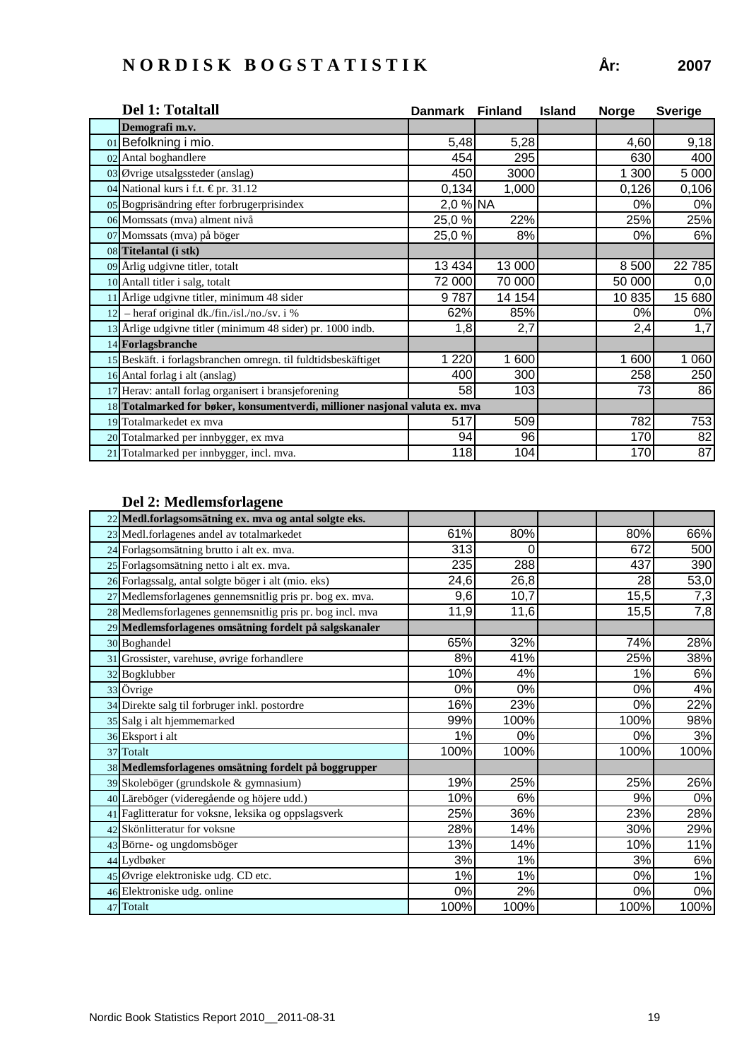# NORDISK BOGSTATISTIK

**År:** 2007

## Del 1: Totaltall

| | | Danmark | Finland | Island | Norge | Sverige |
|---|---|---|---|---|---|---|
| | **Demografi m.v.** | | | | | |
| 01 | Befolkning i mio. | 5,48 | 5,28 | | 4,60 | 9,18 |
| 02 | Antal boghandlere | 454 | 295 | | 630 | 400 |
| 03 | Øvrige utsalgssteder (anslag) | 450 | 3000 | | 1 300 | 5 000 |
| 04 | National kurs i f.t. € pr. 31.12 | 0,134 | 1,000 | | 0,126 | 0,106 |
| 05 | Bogprisändring efter forbrugerprisindex | 2,0 % | NA | | 0% | 0% |
| 06 | Momssats (mva) alment nivå | 25,0 % | 22% | | 25% | 25% |
| 07 | Momssats (mva) på böger | 25,0 % | 8% | | 0% | 6% |
| 08 | **Titelantal (i stk)** | | | | | |
| 09 | Årlig udgivne titler, totalt | 13 434 | 13 000 | | 8 500 | 22 785 |
| 10 | Antall titler i salg, totalt | 72 000 | 70 000 | | 50 000 | 0,0 |
| 11 | Årlige udgivne titler, minimum 48 sider | 9 787 | 14 154 | | 10 835 | 15 680 |
| 12 | – heraf original dk./fin./isl./no./sv. i % | 62% | 85% | | 0% | 0% |
| 13 | Årlige udgivne titler (minimum 48 sider) pr. 1000 indb. | 1,8 | 2,7 | | 2,4 | 1,7 |
| 14 | **Forlagsbranche** | | | | | |
| 15 | Beskäft. i forlagsbranchen omregn. til fuldtidsbeskäftiget | 1 220 | 1 600 | | 1 600 | 1 060 |
| 16 | Antal forlag i alt (anslag) | 400 | 300 | | 258 | 250 |
| 17 | Herav: antall forlag organisert i bransjeforening | 58 | 103 | | 73 | 86 |
| 18 | **Totalmarked for bøker, konsumentverdi, millioner nasjonal valuta ex. mva** | | | | | |
| 19 | Totalmarkedet ex mva | 517 | 509 | | 782 | 753 |
| 20 | Totalmarked per innbygger, ex mva | 94 | 96 | | 170 | 82 |
| 21 | Totalmarked per innbygger, incl. mva. | 118 | 104 | | 170 | 87 |

## Del 2: Medlemsforlagene

| | | Danmark | Finland | Island | Norge | Sverige |
|---|---|---|---|---|---|---|
| 22 | **Medl.forlagsomsätning ex. mva og antal solgte eks.** | | | | | |
| 23 | Medl.forlagenes andel av totalmarkedet | 61% | 80% | | 80% | 66% |
| 24 | Forlagsomsätning brutto i alt ex. mva. | 313 | 0 | | 672 | 500 |
| 25 | Forlagsomsätning netto i alt ex. mva. | 235 | 288 | | 437 | 390 |
| 26 | Forlagssalg, antal solgte böger i alt (mio. eks) | 24,6 | 26,8 | | 28 | 53,0 |
| 27 | Medlemsforlagenes gennemsnitlig pris pr. bog ex. mva. | 9,6 | 10,7 | | 15,5 | 7,3 |
| 28 | Medlemsforlagenes gennemsnitlig pris pr. bog incl. mva | 11,9 | 11,6 | | 15,5 | 7,8 |
| 29 | **Medlemsforlagenes omsätning fordelt på salgskanaler** | | | | | |
| 30 | Boghandel | 65% | 32% | | 74% | 28% |
| 31 | Grossister, varehuse, øvrige forhandlere | 8% | 41% | | 25% | 38% |
| 32 | Bogklubber | 10% | 4% | | 1% | 6% |
| 33 | Övrige | 0% | 0% | | 0% | 4% |
| 34 | Direkte salg til forbruger inkl. postordre | 16% | 23% | | 0% | 22% |
| 35 | Salg i alt hjemmemarked | 99% | 100% | | 100% | 98% |
| 36 | Eksport i alt | 1% | 0% | | 0% | 3% |
| 37 | Totalt | 100% | 100% | | 100% | 100% |
| 38 | **Medlemsforlagenes omsätning fordelt på boggrupper** | | | | | |
| 39 | Skoleböger (grundskole & gymnasium) | 19% | 25% | | 25% | 26% |
| 40 | Läreböger (videregående og höjere udd.) | 10% | 6% | | 9% | 0% |
| 41 | Faglitteratur for voksne, leksika og oppslagsverk | 25% | 36% | | 23% | 28% |
| 42 | Skönlitteratur for voksne | 28% | 14% | | 30% | 29% |
| 43 | Börne- og ungdomsböger | 13% | 14% | | 10% | 11% |
| 44 | Lydbøker | 3% | 1% | | 3% | 6% |
| 45 | Øvrige elektroniske udg. CD etc. | 1% | 1% | | 0% | 1% |
| 46 | Elektroniske udg. online | 0% | 2% | | 0% | 0% |
| 47 | Totalt | 100% | 100% | | 100% | 100% |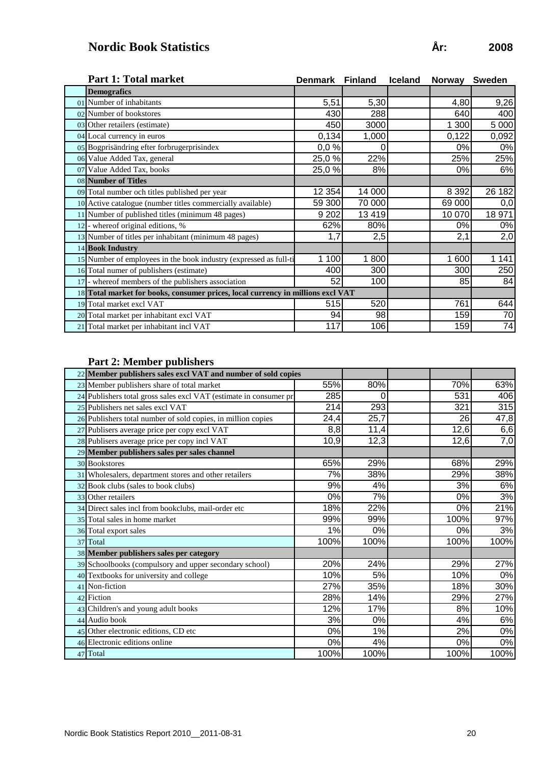# Nordic Book Statistics

**År: 2008**

| | **Part 1: Total market** | Denmark | Finland | Iceland | Norway | Sweden |
|---|---|---|---|---|---|---|
| | **Demografics** | | | | | |
| 01 | Number of inhabitants | 5,51 | 5,30 | | 4,80 | 9,26 |
| 02 | Number of bookstores | 430 | 288 | | 640 | 400 |
| 03 | Other retailers (estimate) | 450 | 3000 | | 1 300 | 5 000 |
| 04 | Local currency in euros | 0,134 | 1,000 | | 0,122 | 0,092 |
| 05 | Bogprisändring efter forbrugerprisindex | 0,0 % | 0 | | 0% | 0% |
| 06 | Value Added Tax, general | 25,0 % | 22% | | 25% | 25% |
| 07 | Value Added Tax, books | 25,0 % | 8% | | 0% | 6% |
| 08 | **Number of Titles** | | | | | |
| 09 | Total number och titles published per year | 12 354 | 14 000 | | 8 392 | 26 182 |
| 10 | Active catalogue (number titles commercially available) | 59 300 | 70 000 | | 69 000 | 0,0 |
| 11 | Number of published titles (minimum 48 pages) | 9 202 | 13 419 | | 10 070 | 18 971 |
| 12 | - whereof original editions, % | 62% | 80% | | 0% | 0% |
| 13 | Number of titles per inhabitant (minimum 48 pages) | 1,7 | 2,5 | | 2,1 | 2,0 |
| 14 | **Book Industry** | | | | | |
| 15 | Number of employees in the book industry (expressed as full-ti | 1 100 | 1 800 | | 1 600 | 1 141 |
| 16 | Total numer of publishers (estimate) | 400 | 300 | | 300 | 250 |
| 17 | - whereof members of the publishers association | 52 | 100 | | 85 | 84 |
| 18 | **Total market for books, consumer prices, local currency in millions excl VAT** | | | | | |
| 19 | Total market excl VAT | 515 | 520 | | 761 | 644 |
| 20 | Total market per inhabitant excl VAT | 94 | 98 | | 159 | 70 |
| 21 | Total market per inhabitant incl VAT | 117 | 106 | | 159 | 74 |

## Part 2: Member publishers

| | | Denmark | Finland | Iceland | Norway | Sweden |
|---|---|---|---|---|---|---|
| 22 | **Member publishers sales excl VAT and number of sold copies** | | | | | |
| 23 | Member publishers share of total market | 55% | 80% | | 70% | 63% |
| 24 | Publishers total gross sales excl VAT (estimate in consumer pr | 285 | 0 | | 531 | 406 |
| 25 | Publishers net sales excl VAT | 214 | 293 | | 321 | 315 |
| 26 | Publishers total number of sold copies, in million copies | 24,4 | 25,7 | | 26 | 47,8 |
| 27 | Publisers average price per copy excl VAT | 8,8 | 11,4 | | 12,6 | 6,6 |
| 28 | Publisers average price per copy incl VAT | 10,9 | 12,3 | | 12,6 | 7,0 |
| 29 | **Member publishers sales per sales channel** | | | | | |
| 30 | Bookstores | 65% | 29% | | 68% | 29% |
| 31 | Wholesalers, department stores and other retailers | 7% | 38% | | 29% | 38% |
| 32 | Book clubs (sales to book clubs) | 9% | 4% | | 3% | 6% |
| 33 | Other retailers | 0% | 7% | | 0% | 3% |
| 34 | Direct sales incl from bookclubs, mail-order etc | 18% | 22% | | 0% | 21% |
| 35 | Total sales in home market | 99% | 99% | | 100% | 97% |
| 36 | Total export sales | 1% | 0% | | 0% | 3% |
| 37 | Total | 100% | 100% | | 100% | 100% |
| 38 | **Member publishers sales per category** | | | | | |
| 39 | Schoolbooks (compulsory and upper secondary school) | 20% | 24% | | 29% | 27% |
| 40 | Textbooks for university and college | 10% | 5% | | 10% | 0% |
| 41 | Non-fiction | 27% | 35% | | 18% | 30% |
| 42 | Fiction | 28% | 14% | | 29% | 27% |
| 43 | Children's and young adult books | 12% | 17% | | 8% | 10% |
| 44 | Audio book | 3% | 0% | | 4% | 6% |
| 45 | Other electronic editions, CD etc | 0% | 1% | | 2% | 0% |
| 46 | Electronic editions online | 0% | 4% | | 0% | 0% |
| 47 | Total | 100% | 100% | | 100% | 100% |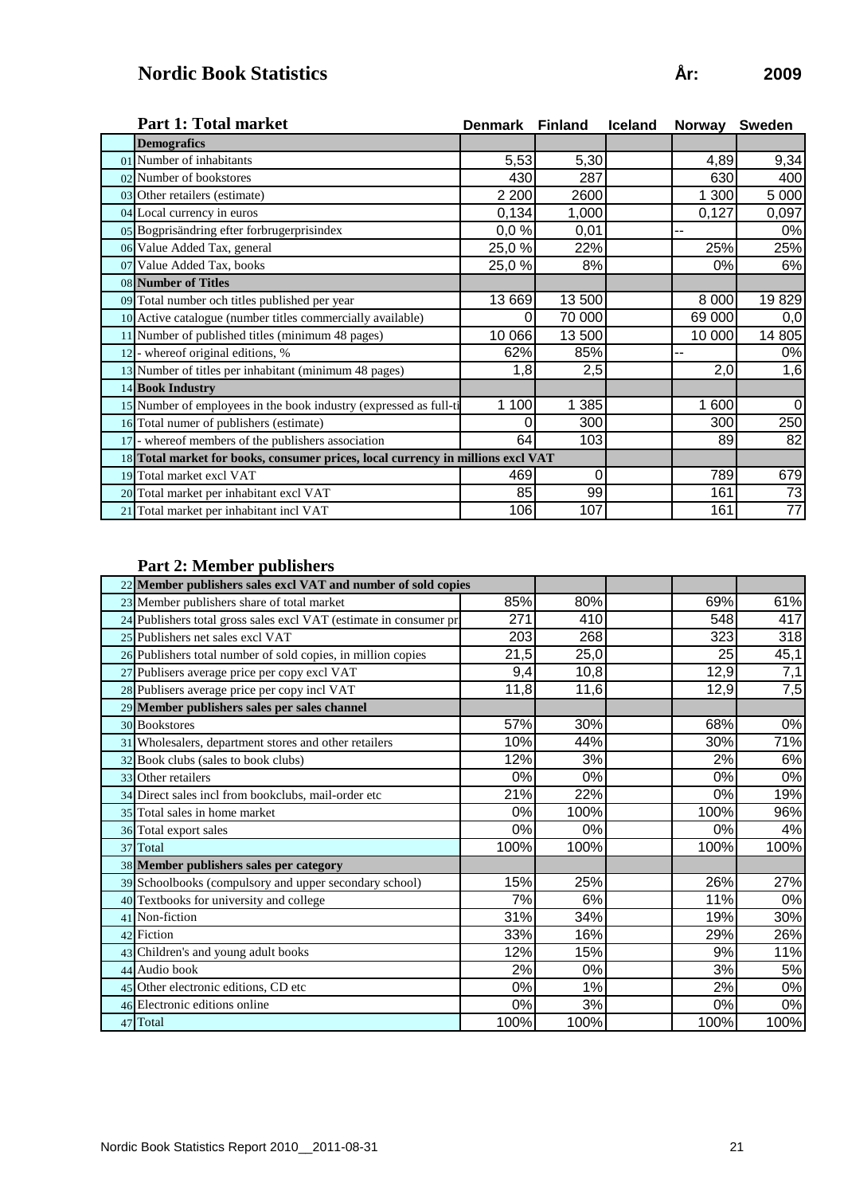# Nordic Book Statistics

**År: 2009**

## Part 1: Total market

| | | Denmark | Finland | Iceland | Norway | Sweden |
|---|---|---|---|---|---|---|
| | **Demografics** | | | | | |
| 01 | Number of inhabitants | 5,53 | 5,30 | | 4,89 | 9,34 |
| 02 | Number of bookstores | 430 | 287 | | 630 | 400 |
| 03 | Other retailers (estimate) | 2 200 | 2600 | | 1 300 | 5 000 |
| 04 | Local currency in euros | 0,134 | 1,000 | | 0,127 | 0,097 |
| 05 | Bogprisändring efter forbrugerprisindex | 0,0 % | 0,01 | | -- | 0% |
| 06 | Value Added Tax, general | 25,0 % | 22% | | 25% | 25% |
| 07 | Value Added Tax, books | 25,0 % | 8% | | 0% | 6% |
| 08 | **Number of Titles** | | | | | |
| 09 | Total number och titles published per year | 13 669 | 13 500 | | 8 000 | 19 829 |
| 10 | Active catalogue (number titles commercially available) | 0 | 70 000 | | 69 000 | 0,0 |
| 11 | Number of published titles (minimum 48 pages) | 10 066 | 13 500 | | 10 000 | 14 805 |
| 12 | - whereof original editions, % | 62% | 85% | | -- | 0% |
| 13 | Number of titles per inhabitant (minimum 48 pages) | 1,8 | 2,5 | | 2,0 | 1,6 |
| 14 | **Book Industry** | | | | | |
| 15 | Number of employees in the book industry (expressed as full-ti | 1 100 | 1 385 | | 1 600 | 0 |
| 16 | Total numer of publishers (estimate) | 0 | 300 | | 300 | 250 |
| 17 | - whereof members of the publishers association | 64 | 103 | | 89 | 82 |
| 18 | **Total market for books, consumer prices, local currency in millions excl VAT** | | | | | |
| 19 | Total market excl VAT | 469 | 0 | | 789 | 679 |
| 20 | Total market per inhabitant excl VAT | 85 | 99 | | 161 | 73 |
| 21 | Total market per inhabitant incl VAT | 106 | 107 | | 161 | 77 |

## Part 2: Member publishers

| | | Denmark | Finland | Iceland | Norway | Sweden |
|---|---|---|---|---|---|---|
| 22 | **Member publishers sales excl VAT and number of sold copies** | | | | | |
| 23 | Member publishers share of total market | 85% | 80% | | 69% | 61% |
| 24 | Publishers total gross sales excl VAT (estimate in consumer pr | 271 | 410 | | 548 | 417 |
| 25 | Publishers net sales excl VAT | 203 | 268 | | 323 | 318 |
| 26 | Publishers total number of sold copies, in million copies | 21,5 | 25,0 | | 25 | 45,1 |
| 27 | Publisers average price per copy excl VAT | 9,4 | 10,8 | | 12,9 | 7,1 |
| 28 | Publisers average price per copy incl VAT | 11,8 | 11,6 | | 12,9 | 7,5 |
| 29 | **Member publishers sales per sales channel** | | | | | |
| 30 | Bookstores | 57% | 30% | | 68% | 0% |
| 31 | Wholesalers, department stores and other retailers | 10% | 44% | | 30% | 71% |
| 32 | Book clubs (sales to book clubs) | 12% | 3% | | 2% | 6% |
| 33 | Other retailers | 0% | 0% | | 0% | 0% |
| 34 | Direct sales incl from bookclubs, mail-order etc | 21% | 22% | | 0% | 19% |
| 35 | Total sales in home market | 0% | 100% | | 100% | 96% |
| 36 | Total export sales | 0% | 0% | | 0% | 4% |
| 37 | Total | 100% | 100% | | 100% | 100% |
| 38 | **Member publishers sales per category** | | | | | |
| 39 | Schoolbooks (compulsory and upper secondary school) | 15% | 25% | | 26% | 27% |
| 40 | Textbooks for university and college | 7% | 6% | | 11% | 0% |
| 41 | Non-fiction | 31% | 34% | | 19% | 30% |
| 42 | Fiction | 33% | 16% | | 29% | 26% |
| 43 | Children's and young adult books | 12% | 15% | | 9% | 11% |
| 44 | Audio book | 2% | 0% | | 3% | 5% |
| 45 | Other electronic editions, CD etc | 0% | 1% | | 2% | 0% |
| 46 | Electronic editions online | 0% | 3% | | 0% | 0% |
| 47 | Total | 100% | 100% | | 100% | 100% |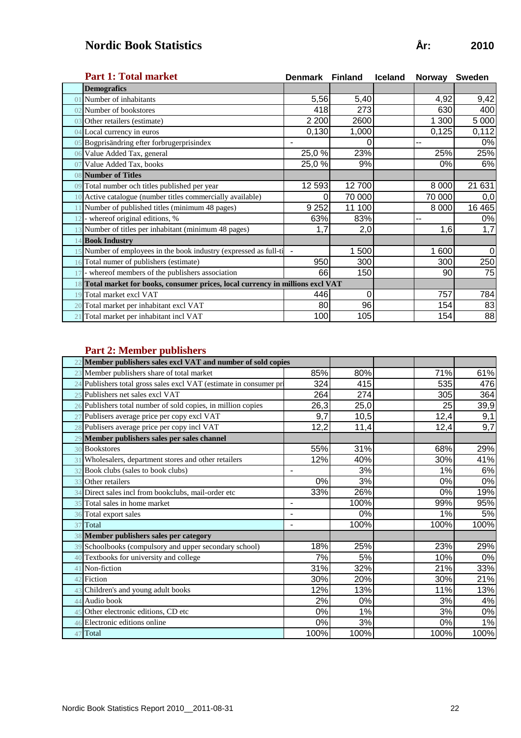# Nordic Book Statistics

**År: 2010**

## Part 1: Total market

| | | Denmark | Finland | Iceland | Norway | Sweden |
|---|---|---|---|---|---|---|
| | **Demografics** | | | | | |
| 01 | Number of inhabitants | 5,56 | 5,40 | | 4,92 | 9,42 |
| 02 | Number of bookstores | 418 | 273 | | 630 | 400 |
| 03 | Other retailers (estimate) | 2 200 | 2600 | | 1 300 | 5 000 |
| 04 | Local currency in euros | 0,130 | 1,000 | | 0,125 | 0,112 |
| 05 | Bogprisändring efter forbrugerprisindex | - | 0 | | -- | 0% |
| 06 | Value Added Tax, general | 25,0 % | 23% | | 25% | 25% |
| 07 | Value Added Tax, books | 25,0 % | 9% | | 0% | 6% |
| 08 | **Number of Titles** | | | | | |
| 09 | Total number och titles published per year | 12 593 | 12 700 | | 8 000 | 21 631 |
| 10 | Active catalogue (number titles commercially available) | 0 | 70 000 | | 70 000 | 0,0 |
| 11 | Number of published titles (minimum 48 pages) | 9 252 | 11 100 | | 8 000 | 16 465 |
| 12 | - whereof original editions, % | 63% | 83% | | -- | 0% |
| 13 | Number of titles per inhabitant (minimum 48 pages) | 1,7 | 2,0 | | 1,6 | 1,7 |
| 14 | **Book Industry** | | | | | |
| 15 | Number of employees in the book industry (expressed as full-ti | - | 1 500 | | 1 600 | 0 |
| 16 | Total numer of publishers (estimate) | 950 | 300 | | 300 | 250 |
| 17 | - whereof members of the publishers association | 66 | 150 | | 90 | 75 |
| 18 | **Total market for books, consumer prices, local currency in millions excl VAT** | | | | | |
| 19 | Total market excl VAT | 446 | 0 | | 757 | 784 |
| 20 | Total market per inhabitant excl VAT | 80 | 96 | | 154 | 83 |
| 21 | Total market per inhabitant incl VAT | 100 | 105 | | 154 | 88 |

## Part 2: Member publishers

| | | Denmark | Finland | Iceland | Norway | Sweden |
|---|---|---|---|---|---|---|
| 22 | **Member publishers sales excl VAT and number of sold copies** | | | | | |
| 23 | Member publishers share of total market | 85% | 80% | | 71% | 61% |
| 24 | Publishers total gross sales excl VAT (estimate in consumer pri | 324 | 415 | | 535 | 476 |
| 25 | Publishers net sales excl VAT | 264 | 274 | | 305 | 364 |
| 26 | Publishers total number of sold copies, in million copies | 26,3 | 25,0 | | 25 | 39,9 |
| 27 | Publisers average price per copy excl VAT | 9,7 | 10,5 | | 12,4 | 9,1 |
| 28 | Publisers average price per copy incl VAT | 12,2 | 11,4 | | 12,4 | 9,7 |
| 29 | **Member publishers sales per sales channel** | | | | | |
| 30 | Bookstores | 55% | 31% | | 68% | 29% |
| 31 | Wholesalers, department stores and other retailers | 12% | 40% | | 30% | 41% |
| 32 | Book clubs (sales to book clubs) | - | 3% | | 1% | 6% |
| 33 | Other retailers | 0% | 3% | | 0% | 0% |
| 34 | Direct sales incl from bookclubs, mail-order etc | 33% | 26% | | 0% | 19% |
| 35 | Total sales in home market | - | 100% | | 99% | 95% |
| 36 | Total export sales | - | 0% | | 1% | 5% |
| 37 | Total | - | 100% | | 100% | 100% |
| 38 | **Member publishers sales per category** | | | | | |
| 39 | Schoolbooks (compulsory and upper secondary school) | 18% | 25% | | 23% | 29% |
| 40 | Textbooks for university and college | 7% | 5% | | 10% | 0% |
| 41 | Non-fiction | 31% | 32% | | 21% | 33% |
| 42 | Fiction | 30% | 20% | | 30% | 21% |
| 43 | Children's and young adult books | 12% | 13% | | 11% | 13% |
| 44 | Audio book | 2% | 0% | | 3% | 4% |
| 45 | Other electronic editions, CD etc | 0% | 1% | | 3% | 0% |
| 46 | Electronic editions online | 0% | 3% | | 0% | 1% |
| 47 | Total | 100% | 100% | | 100% | 100% |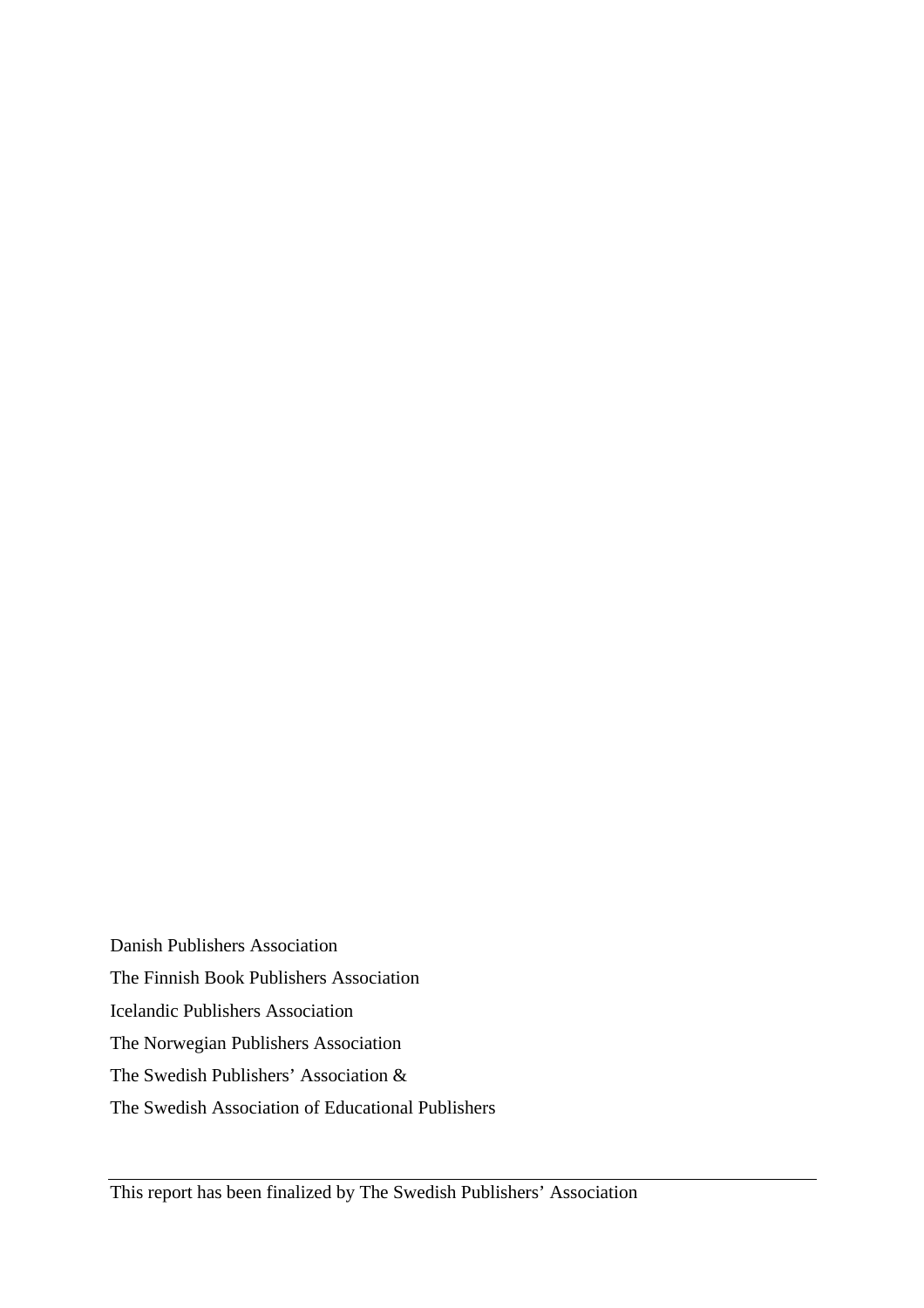Danish Publishers Association

The Finnish Book Publishers Association

Icelandic Publishers Association

The Norwegian Publishers Association

The Swedish Publishers' Association &

The Swedish Association of Educational Publishers

---

This report has been finalized by The Swedish Publishers' Association